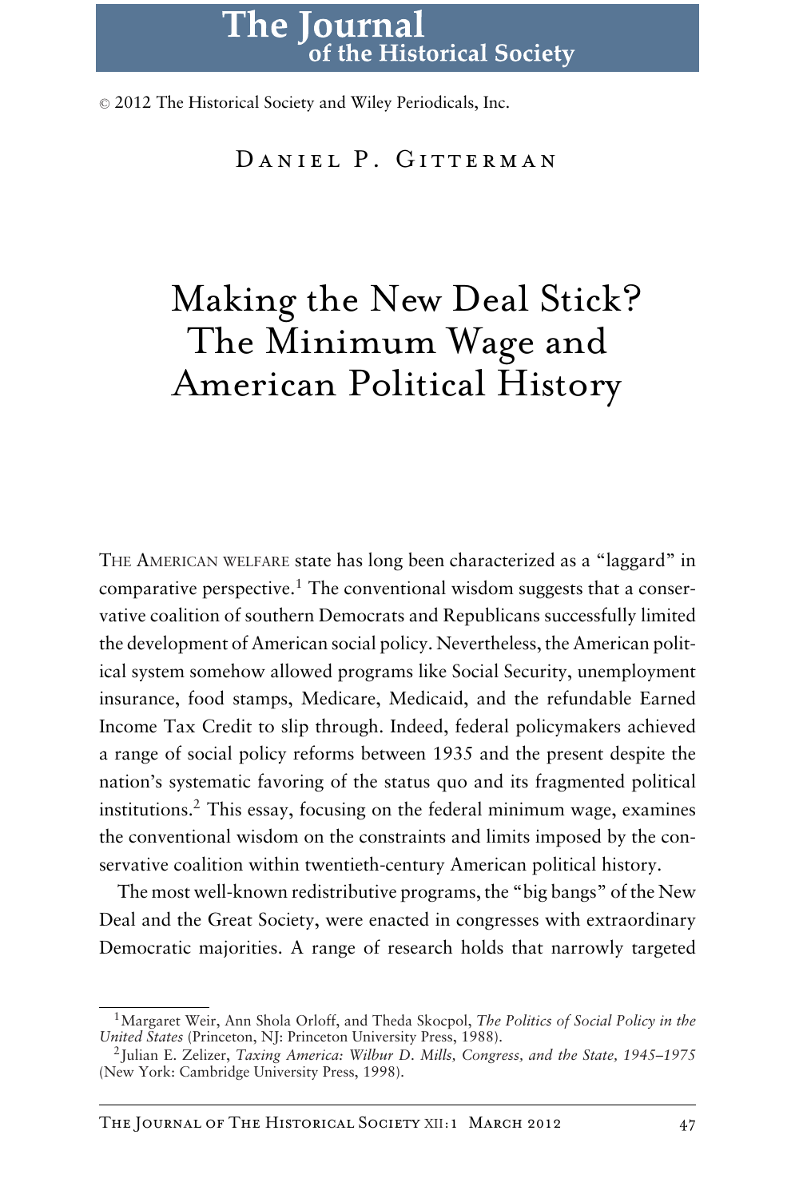© 2012 The Historical Society and Wiley Periodicals, Inc.

Daniel P. Gitterman

# Making the New Deal Stick? The Minimum Wage and American Political History

The American welfare state has long been characterized as a "laggard" in comparative perspective.[1] The conventional wisdom suggests that a conservative coalition of southern Democrats and Republicans successfully limited the development of American social policy. Nevertheless, the American political system somehow allowed programs like Social Security, unemployment insurance, food stamps, Medicare, Medicaid, and the refundable Earned Income Tax Credit to slip through. Indeed, federal policymakers achieved a range of social policy reforms between 1935 and the present despite the nation's systematic favoring of the status quo and its fragmented political institutions.[2] This essay, focusing on the federal minimum wage, examines the conventional wisdom on the constraints and limits imposed by the conservative coalition within twentieth-century American political history.

The most well-known redistributive programs, the "big bangs" of the New Deal and the Great Society, were enacted in congresses with extraordinary Democratic majorities. A range of research holds that narrowly targeted

[1] Margaret Weir, Ann Shola Orloff, and Theda Skocpol, *The Politics of Social Policy in the United States* (Princeton, NJ: Princeton University Press, 1988).

[2] Julian E. Zelizer, *Taxing America: Wilbur D. Mills, Congress, and the State, 1945–1975* (New York: Cambridge University Press, 1998).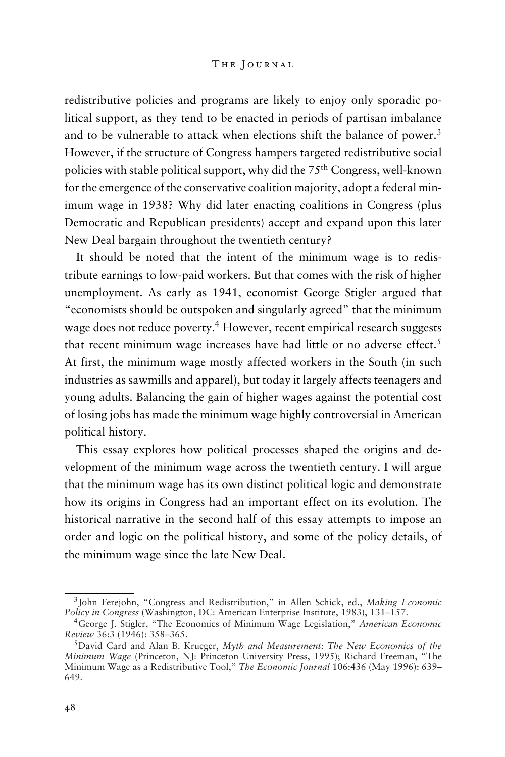redistributive policies and programs are likely to enjoy only sporadic political support, as they tend to be enacted in periods of partisan imbalance and to be vulnerable to attack when elections shift the balance of power.[3] However, if the structure of Congress hampers targeted redistributive social policies with stable political support, why did the 75th Congress, well-known for the emergence of the conservative coalition majority, adopt a federal minimum wage in 1938? Why did later enacting coalitions in Congress (plus Democratic and Republican presidents) accept and expand upon this later New Deal bargain throughout the twentieth century?

It should be noted that the intent of the minimum wage is to redistribute earnings to low-paid workers. But that comes with the risk of higher unemployment. As early as 1941, economist George Stigler argued that "economists should be outspoken and singularly agreed" that the minimum wage does not reduce poverty.[4] However, recent empirical research suggests that recent minimum wage increases have had little or no adverse effect.[5] At first, the minimum wage mostly affected workers in the South (in such industries as sawmills and apparel), but today it largely affects teenagers and young adults. Balancing the gain of higher wages against the potential cost of losing jobs has made the minimum wage highly controversial in American political history.

This essay explores how political processes shaped the origins and development of the minimum wage across the twentieth century. I will argue that the minimum wage has its own distinct political logic and demonstrate how its origins in Congress had an important effect on its evolution. The historical narrative in the second half of this essay attempts to impose an order and logic on the political history, and some of the policy details, of the minimum wage since the late New Deal.

---

[3] John Ferejohn, "Congress and Redistribution," in Allen Schick, ed., *Making Economic Policy in Congress* (Washington, DC: American Enterprise Institute, 1983), 131–157.

[4] George J. Stigler, "The Economics of Minimum Wage Legislation," *American Economic Review* 36:3 (1946): 358–365.

[5] David Card and Alan B. Krueger, *Myth and Measurement: The New Economics of the Minimum Wage* (Princeton, NJ: Princeton University Press, 1995); Richard Freeman, "The Minimum Wage as a Redistributive Tool," *The Economic Journal* 106:436 (May 1996): 639–649.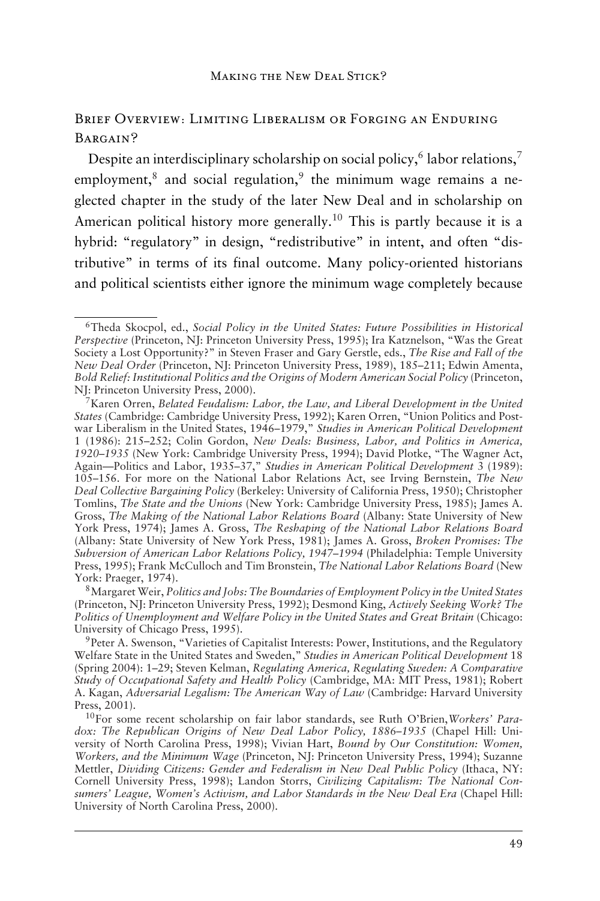## Brief Overview: Limiting Liberalism or Forging an Enduring Bargain?

Despite an interdisciplinary scholarship on social policy,[6] labor relations,[7] employment,[8] and social regulation,[9] the minimum wage remains a neglected chapter in the study of the later New Deal and in scholarship on American political history more generally.[10] This is partly because it is a hybrid: "regulatory" in design, "redistributive" in intent, and often "distributive" in terms of its final outcome. Many policy-oriented historians and political scientists either ignore the minimum wage completely because

---

[6] Theda Skocpol, ed., *Social Policy in the United States: Future Possibilities in Historical Perspective* (Princeton, NJ: Princeton University Press, 1995); Ira Katznelson, "Was the Great Society a Lost Opportunity?" in Steven Fraser and Gary Gerstle, eds., *The Rise and Fall of the New Deal Order* (Princeton, NJ: Princeton University Press, 1989), 185–211; Edwin Amenta, *Bold Relief: Institutional Politics and the Origins of Modern American Social Policy* (Princeton, NJ: Princeton University Press, 2000).

[7] Karen Orren, *Belated Feudalism: Labor, the Law, and Liberal Development in the United States* (Cambridge: Cambridge University Press, 1992); Karen Orren, "Union Politics and Postwar Liberalism in the United States, 1946–1979," *Studies in American Political Development* 1 (1986): 215–252; Colin Gordon, *New Deals: Business, Labor, and Politics in America, 1920–1935* (New York: Cambridge University Press, 1994); David Plotke, "The Wagner Act, Again—Politics and Labor, 1935–37," *Studies in American Political Development* 3 (1989): 105–156. For more on the National Labor Relations Act, see Irving Bernstein, *The New Deal Collective Bargaining Policy* (Berkeley: University of California Press, 1950); Christopher Tomlins, *The State and the Unions* (New York: Cambridge University Press, 1985); James A. Gross, *The Making of the National Labor Relations Board* (Albany: State University of New York Press, 1974); James A. Gross, *The Reshaping of the National Labor Relations Board* (Albany: State University of New York Press, 1981); James A. Gross, *Broken Promises: The Subversion of American Labor Relations Policy, 1947–1994* (Philadelphia: Temple University Press, 1995); Frank McCulloch and Tim Bronstein, *The National Labor Relations Board* (New York: Praeger, 1974).

[8] Margaret Weir, *Politics and Jobs: The Boundaries of Employment Policy in the United States* (Princeton, NJ: Princeton University Press, 1992); Desmond King, *Actively Seeking Work? The Politics of Unemployment and Welfare Policy in the United States and Great Britain* (Chicago: University of Chicago Press, 1995).

[9] Peter A. Swenson, "Varieties of Capitalist Interests: Power, Institutions, and the Regulatory Welfare State in the United States and Sweden," *Studies in American Political Development* 18 (Spring 2004): 1–29; Steven Kelman, *Regulating America, Regulating Sweden: A Comparative Study of Occupational Safety and Health Policy* (Cambridge, MA: MIT Press, 1981); Robert A. Kagan, *Adversarial Legalism: The American Way of Law* (Cambridge: Harvard University Press, 2001).

[10] For some recent scholarship on fair labor standards, see Ruth O'Brien, *Workers' Paradox: The Republican Origins of New Deal Labor Policy, 1886–1935* (Chapel Hill: University of North Carolina Press, 1998); Vivian Hart, *Bound by Our Constitution: Women, Workers, and the Minimum Wage* (Princeton, NJ: Princeton University Press, 1994); Suzanne Mettler, *Dividing Citizens: Gender and Federalism in New Deal Public Policy* (Ithaca, NY: Cornell University Press, 1998); Landon Storrs, *Civilizing Capitalism: The National Consumers' League, Women's Activism, and Labor Standards in the New Deal Era* (Chapel Hill: University of North Carolina Press, 2000).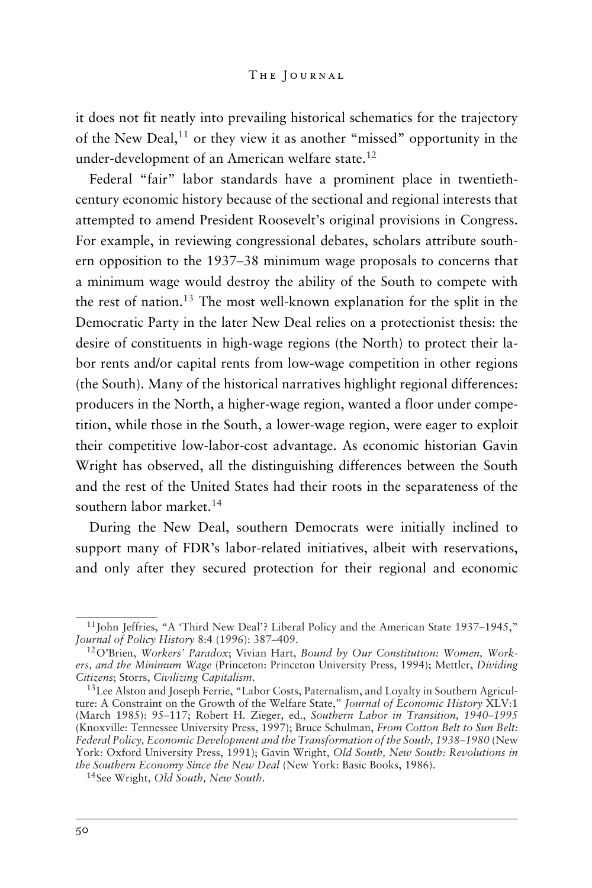it does not fit neatly into prevailing historical schematics for the trajectory of the New Deal,[11] or they view it as another "missed" opportunity in the under-development of an American welfare state.[12]

Federal "fair" labor standards have a prominent place in twentieth-century economic history because of the sectional and regional interests that attempted to amend President Roosevelt's original provisions in Congress. For example, in reviewing congressional debates, scholars attribute southern opposition to the 1937–38 minimum wage proposals to concerns that a minimum wage would destroy the ability of the South to compete with the rest of nation.[13] The most well-known explanation for the split in the Democratic Party in the later New Deal relies on a protectionist thesis: the desire of constituents in high-wage regions (the North) to protect their labor rents and/or capital rents from low-wage competition in other regions (the South). Many of the historical narratives highlight regional differences: producers in the North, a higher-wage region, wanted a floor under competition, while those in the South, a lower-wage region, were eager to exploit their competitive low-labor-cost advantage. As economic historian Gavin Wright has observed, all the distinguishing differences between the South and the rest of the United States had their roots in the separateness of the southern labor market.[14]

During the New Deal, southern Democrats were initially inclined to support many of FDR's labor-related initiatives, albeit with reservations, and only after they secured protection for their regional and economic

---

[11] John Jeffries, "A 'Third New Deal'? Liberal Policy and the American State 1937–1945," *Journal of Policy History* 8:4 (1996): 387–409.

[12] O'Brien, *Workers' Paradox*; Vivian Hart, *Bound by Our Constitution: Women, Workers, and the Minimum Wage* (Princeton: Princeton University Press, 1994); Mettler, *Dividing Citizens*; Storrs, *Civilizing Capitalism*.

[13] Lee Alston and Joseph Ferrie, "Labor Costs, Paternalism, and Loyalty in Southern Agriculture: A Constraint on the Growth of the Welfare State," *Journal of Economic History* XLV:1 (March 1985): 95–117; Robert H. Zieger, ed., *Southern Labor in Transition, 1940–1995* (Knoxville: Tennessee University Press, 1997); Bruce Schulman, *From Cotton Belt to Sun Belt: Federal Policy, Economic Development and the Transformation of the South, 1938–1980* (New York: Oxford University Press, 1991); Gavin Wright, *Old South, New South: Revolutions in the Southern Economy Since the New Deal* (New York: Basic Books, 1986).

[14] See Wright, *Old South, New South*.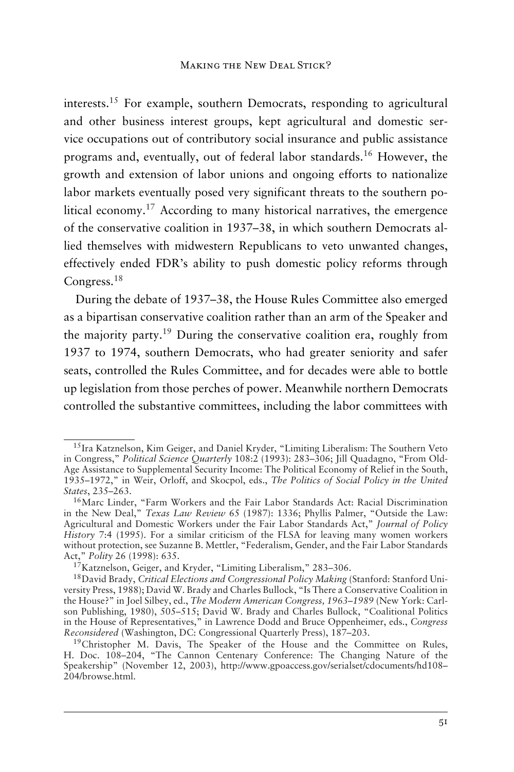interests.[15] For example, southern Democrats, responding to agricultural and other business interest groups, kept agricultural and domestic service occupations out of contributory social insurance and public assistance programs and, eventually, out of federal labor standards.[16] However, the growth and extension of labor unions and ongoing efforts to nationalize labor markets eventually posed very significant threats to the southern political economy.[17] According to many historical narratives, the emergence of the conservative coalition in 1937–38, in which southern Democrats allied themselves with midwestern Republicans to veto unwanted changes, effectively ended FDR's ability to push domestic policy reforms through Congress.[18]

During the debate of 1937–38, the House Rules Committee also emerged as a bipartisan conservative coalition rather than an arm of the Speaker and the majority party.[19] During the conservative coalition era, roughly from 1937 to 1974, southern Democrats, who had greater seniority and safer seats, controlled the Rules Committee, and for decades were able to bottle up legislation from those perches of power. Meanwhile northern Democrats controlled the substantive committees, including the labor committees with

---

[15] Ira Katznelson, Kim Geiger, and Daniel Kryder, "Limiting Liberalism: The Southern Veto in Congress," *Political Science Quarterly* 108:2 (1993): 283–306; Jill Quadagno, "From Old-Age Assistance to Supplemental Security Income: The Political Economy of Relief in the South, 1935–1972," in Weir, Orloff, and Skocpol, eds., *The Politics of Social Policy in the United States*, 235–263.

[16] Marc Linder, "Farm Workers and the Fair Labor Standards Act: Racial Discrimination in the New Deal," *Texas Law Review* 65 (1987): 1336; Phyllis Palmer, "Outside the Law: Agricultural and Domestic Workers under the Fair Labor Standards Act," *Journal of Policy History* 7:4 (1995). For a similar criticism of the FLSA for leaving many women workers without protection, see Suzanne B. Mettler, "Federalism, Gender, and the Fair Labor Standards Act," *Polity* 26 (1998): 635.

[17] Katznelson, Geiger, and Kryder, "Limiting Liberalism," 283–306.

[18] David Brady, *Critical Elections and Congressional Policy Making* (Stanford: Stanford University Press, 1988); David W. Brady and Charles Bullock, "Is There a Conservative Coalition in the House?" in Joel Silbey, ed., *The Modern American Congress, 1963–1989* (New York: Carlson Publishing, 1980), 505–515; David W. Brady and Charles Bullock, "Coalitional Politics in the House of Representatives," in Lawrence Dodd and Bruce Oppenheimer, eds., *Congress Reconsidered* (Washington, DC: Congressional Quarterly Press), 187–203.

[19] Christopher M. Davis, The Speaker of the House and the Committee on Rules, H. Doc. 108–204, "The Cannon Centenary Conference: The Changing Nature of the Speakership" (November 12, 2003), http://www.gpoaccess.gov/serialset/cdocuments/hd108–204/browse.html.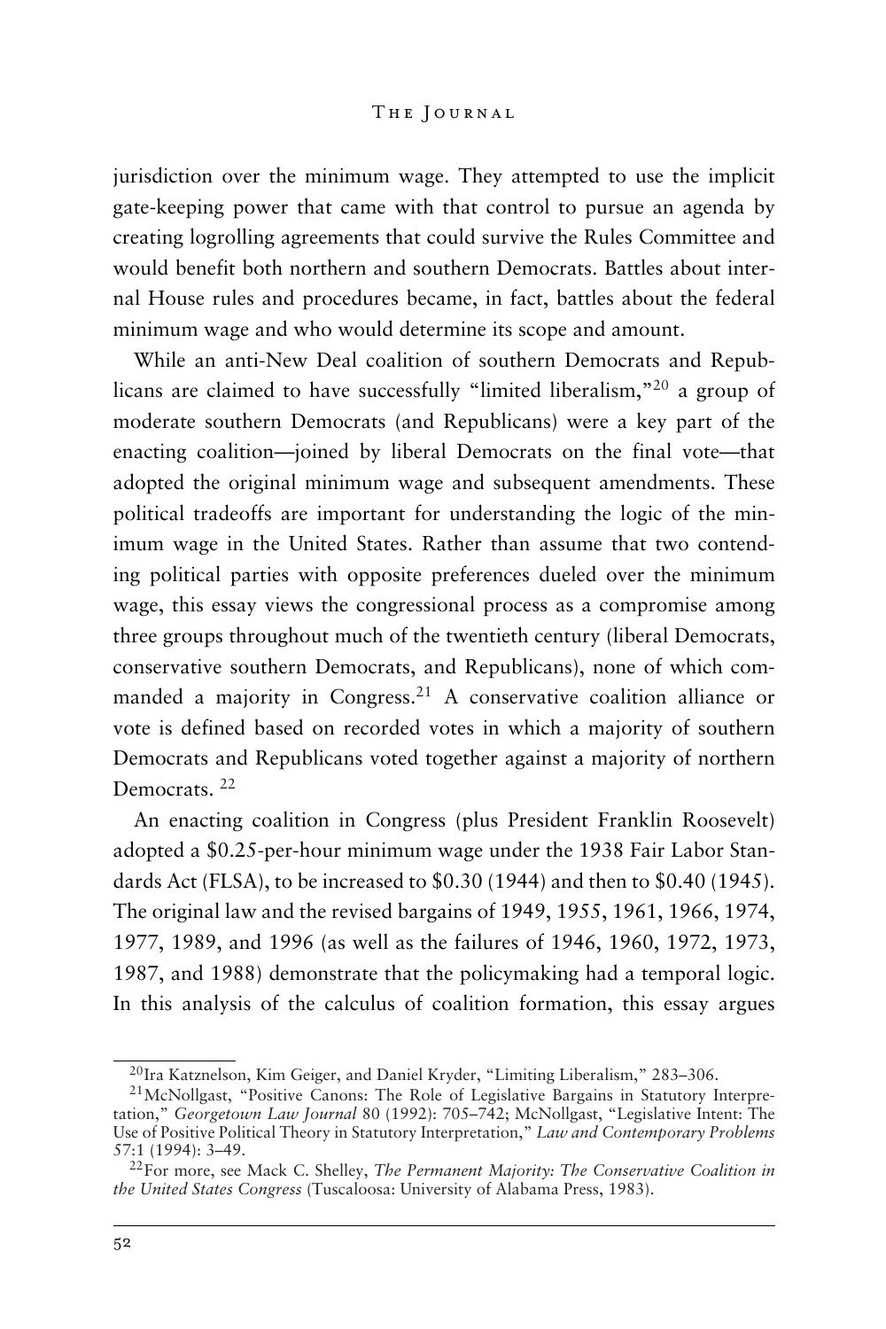jurisdiction over the minimum wage. They attempted to use the implicit gate-keeping power that came with that control to pursue an agenda by creating logrolling agreements that could survive the Rules Committee and would benefit both northern and southern Democrats. Battles about internal House rules and procedures became, in fact, battles about the federal minimum wage and who would determine its scope and amount.

While an anti-New Deal coalition of southern Democrats and Republicans are claimed to have successfully "limited liberalism,"[20] a group of moderate southern Democrats (and Republicans) were a key part of the enacting coalition—joined by liberal Democrats on the final vote—that adopted the original minimum wage and subsequent amendments. These political tradeoffs are important for understanding the logic of the minimum wage in the United States. Rather than assume that two contending political parties with opposite preferences dueled over the minimum wage, this essay views the congressional process as a compromise among three groups throughout much of the twentieth century (liberal Democrats, conservative southern Democrats, and Republicans), none of which commanded a majority in Congress.[21] A conservative coalition alliance or vote is defined based on recorded votes in which a majority of southern Democrats and Republicans voted together against a majority of northern Democrats. [22]

An enacting coalition in Congress (plus President Franklin Roosevelt) adopted a $0.25-per-hour minimum wage under the 1938 Fair Labor Standards Act (FLSA), to be increased to $0.30 (1944) and then to $0.40 (1945). The original law and the revised bargains of 1949, 1955, 1961, 1966, 1974, 1977, 1989, and 1996 (as well as the failures of 1946, 1960, 1972, 1973, 1987, and 1988) demonstrate that the policymaking had a temporal logic. In this analysis of the calculus of coalition formation, this essay argues

[20] Ira Katznelson, Kim Geiger, and Daniel Kryder, "Limiting Liberalism," 283–306.

[21] McNollgast, "Positive Canons: The Role of Legislative Bargains in Statutory Interpretation," *Georgetown Law Journal* 80 (1992): 705–742; McNollgast, "Legislative Intent: The Use of Positive Political Theory in Statutory Interpretation," *Law and Contemporary Problems* 57:1 (1994): 3–49.

[22] For more, see Mack C. Shelley, *The Permanent Majority: The Conservative Coalition in the United States Congress* (Tuscaloosa: University of Alabama Press, 1983).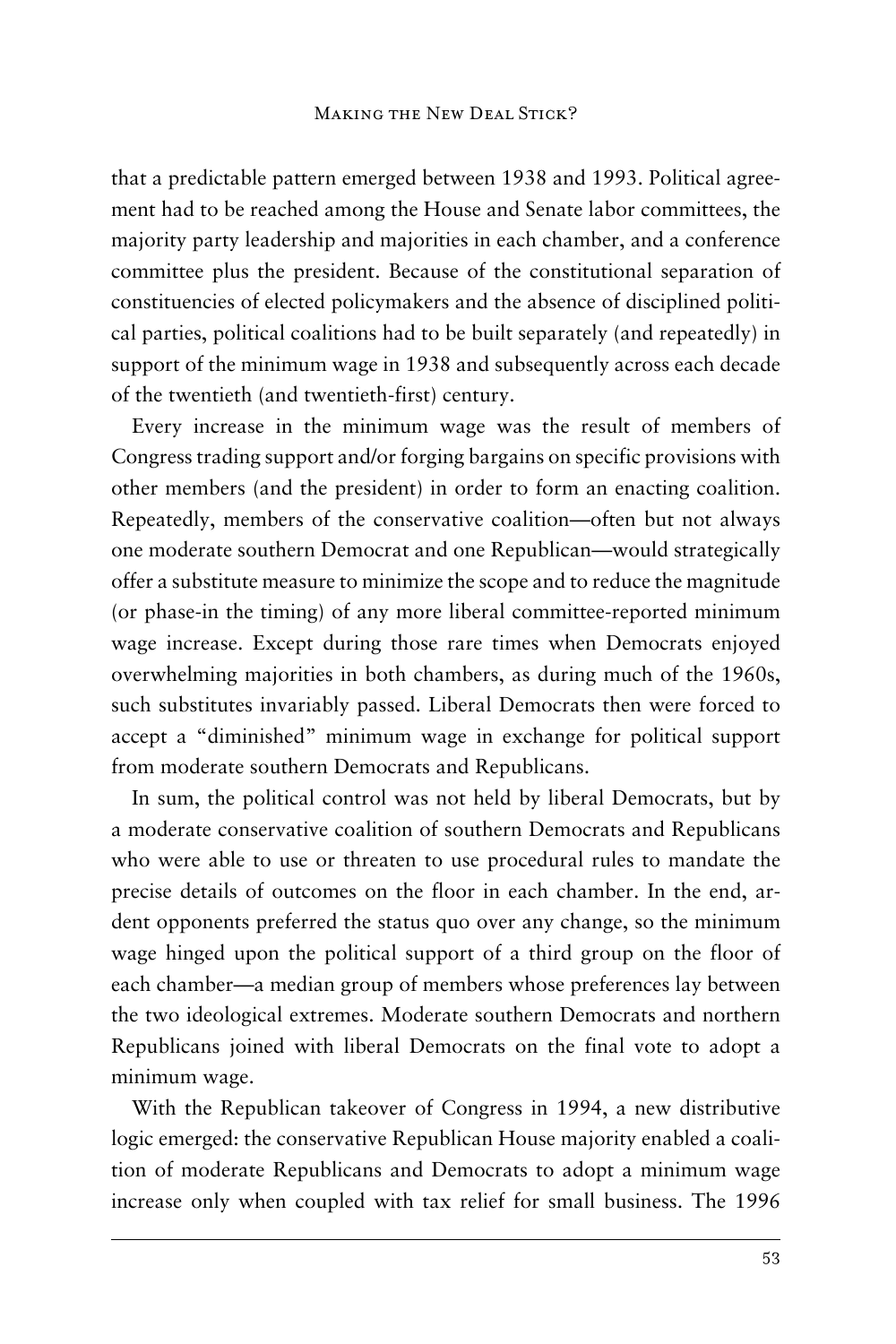that a predictable pattern emerged between 1938 and 1993. Political agreement had to be reached among the House and Senate labor committees, the majority party leadership and majorities in each chamber, and a conference committee plus the president. Because of the constitutional separation of constituencies of elected policymakers and the absence of disciplined political parties, political coalitions had to be built separately (and repeatedly) in support of the minimum wage in 1938 and subsequently across each decade of the twentieth (and twentieth-first) century.

Every increase in the minimum wage was the result of members of Congress trading support and/or forging bargains on specific provisions with other members (and the president) in order to form an enacting coalition. Repeatedly, members of the conservative coalition—often but not always one moderate southern Democrat and one Republican—would strategically offer a substitute measure to minimize the scope and to reduce the magnitude (or phase-in the timing) of any more liberal committee-reported minimum wage increase. Except during those rare times when Democrats enjoyed overwhelming majorities in both chambers, as during much of the 1960s, such substitutes invariably passed. Liberal Democrats then were forced to accept a "diminished" minimum wage in exchange for political support from moderate southern Democrats and Republicans.

In sum, the political control was not held by liberal Democrats, but by a moderate conservative coalition of southern Democrats and Republicans who were able to use or threaten to use procedural rules to mandate the precise details of outcomes on the floor in each chamber. In the end, ardent opponents preferred the status quo over any change, so the minimum wage hinged upon the political support of a third group on the floor of each chamber—a median group of members whose preferences lay between the two ideological extremes. Moderate southern Democrats and northern Republicans joined with liberal Democrats on the final vote to adopt a minimum wage.

With the Republican takeover of Congress in 1994, a new distributive logic emerged: the conservative Republican House majority enabled a coalition of moderate Republicans and Democrats to adopt a minimum wage increase only when coupled with tax relief for small business. The 1996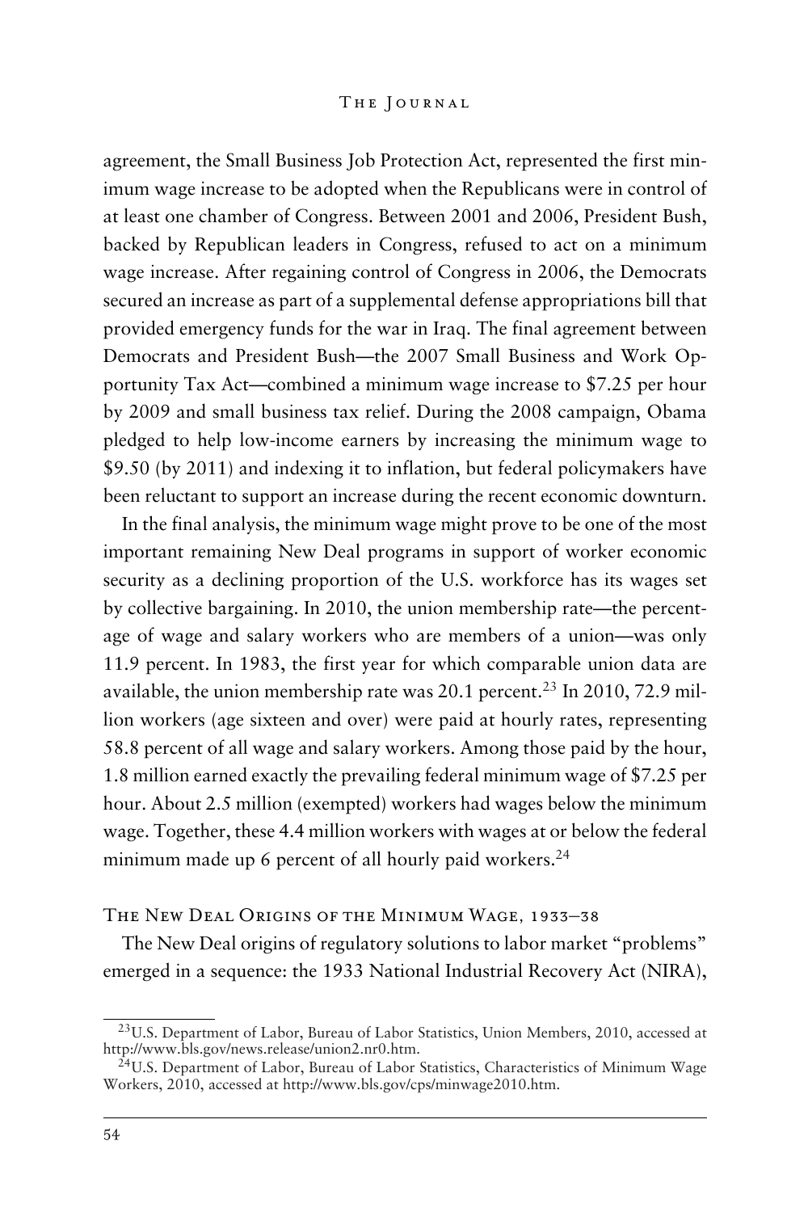agreement, the Small Business Job Protection Act, represented the first minimum wage increase to be adopted when the Republicans were in control of at least one chamber of Congress. Between 2001 and 2006, President Bush, backed by Republican leaders in Congress, refused to act on a minimum wage increase. After regaining control of Congress in 2006, the Democrats secured an increase as part of a supplemental defense appropriations bill that provided emergency funds for the war in Iraq. The final agreement between Democrats and President Bush—the 2007 Small Business and Work Opportunity Tax Act—combined a minimum wage increase to $7.25 per hour by 2009 and small business tax relief. During the 2008 campaign, Obama pledged to help low-income earners by increasing the minimum wage to $9.50 (by 2011) and indexing it to inflation, but federal policymakers have been reluctant to support an increase during the recent economic downturn.

In the final analysis, the minimum wage might prove to be one of the most important remaining New Deal programs in support of worker economic security as a declining proportion of the U.S. workforce has its wages set by collective bargaining. In 2010, the union membership rate—the percentage of wage and salary workers who are members of a union—was only 11.9 percent. In 1983, the first year for which comparable union data are available, the union membership rate was 20.1 percent.[23] In 2010, 72.9 million workers (age sixteen and over) were paid at hourly rates, representing 58.8 percent of all wage and salary workers. Among those paid by the hour, 1.8 million earned exactly the prevailing federal minimum wage of $7.25 per hour. About 2.5 million (exempted) workers had wages below the minimum wage. Together, these 4.4 million workers with wages at or below the federal minimum made up 6 percent of all hourly paid workers.[24]

## The New Deal Origins of the Minimum Wage, 1933–38

The New Deal origins of regulatory solutions to labor market "problems" emerged in a sequence: the 1933 National Industrial Recovery Act (NIRA),

---

[23] U.S. Department of Labor, Bureau of Labor Statistics, Union Members, 2010, accessed at http://www.bls.gov/news.release/union2.nr0.htm.

[24] U.S. Department of Labor, Bureau of Labor Statistics, Characteristics of Minimum Wage Workers, 2010, accessed at http://www.bls.gov/cps/minwage2010.htm.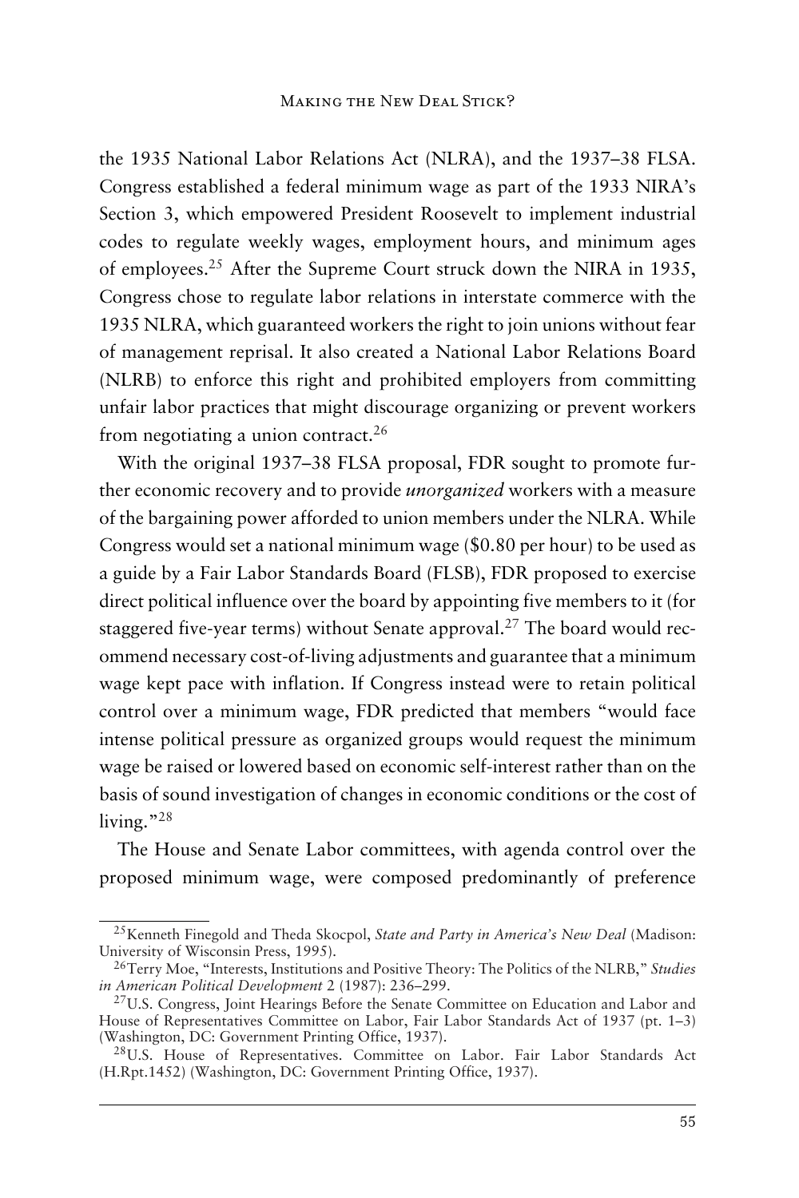the 1935 National Labor Relations Act (NLRA), and the 1937–38 FLSA. Congress established a federal minimum wage as part of the 1933 NIRA's Section 3, which empowered President Roosevelt to implement industrial codes to regulate weekly wages, employment hours, and minimum ages of employees.[25] After the Supreme Court struck down the NIRA in 1935, Congress chose to regulate labor relations in interstate commerce with the 1935 NLRA, which guaranteed workers the right to join unions without fear of management reprisal. It also created a National Labor Relations Board (NLRB) to enforce this right and prohibited employers from committing unfair labor practices that might discourage organizing or prevent workers from negotiating a union contract.[26]

With the original 1937–38 FLSA proposal, FDR sought to promote further economic recovery and to provide *unorganized* workers with a measure of the bargaining power afforded to union members under the NLRA. While Congress would set a national minimum wage ($0.80 per hour) to be used as a guide by a Fair Labor Standards Board (FLSB), FDR proposed to exercise direct political influence over the board by appointing five members to it (for staggered five-year terms) without Senate approval.[27] The board would recommend necessary cost-of-living adjustments and guarantee that a minimum wage kept pace with inflation. If Congress instead were to retain political control over a minimum wage, FDR predicted that members "would face intense political pressure as organized groups would request the minimum wage be raised or lowered based on economic self-interest rather than on the basis of sound investigation of changes in economic conditions or the cost of living."[28]

The House and Senate Labor committees, with agenda control over the proposed minimum wage, were composed predominantly of preference

---

[25] Kenneth Finegold and Theda Skocpol, *State and Party in America's New Deal* (Madison: University of Wisconsin Press, 1995).

[26] Terry Moe, "Interests, Institutions and Positive Theory: The Politics of the NLRB," *Studies in American Political Development* 2 (1987): 236–299.

[27] U.S. Congress, Joint Hearings Before the Senate Committee on Education and Labor and House of Representatives Committee on Labor, Fair Labor Standards Act of 1937 (pt. 1–3) (Washington, DC: Government Printing Office, 1937).

[28] U.S. House of Representatives. Committee on Labor. Fair Labor Standards Act (H.Rpt.1452) (Washington, DC: Government Printing Office, 1937).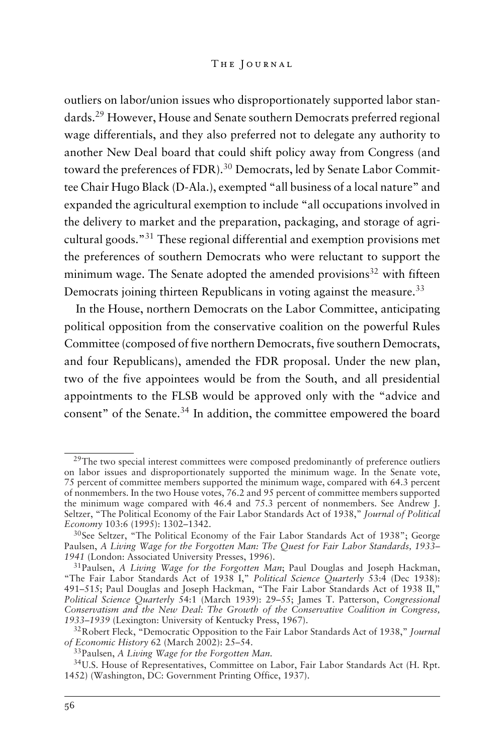outliers on labor/union issues who disproportionately supported labor standards.[29] However, House and Senate southern Democrats preferred regional wage differentials, and they also preferred not to delegate any authority to another New Deal board that could shift policy away from Congress (and toward the preferences of FDR).[30] Democrats, led by Senate Labor Committee Chair Hugo Black (D-Ala.), exempted "all business of a local nature" and expanded the agricultural exemption to include "all occupations involved in the delivery to market and the preparation, packaging, and storage of agricultural goods."[31] These regional differential and exemption provisions met the preferences of southern Democrats who were reluctant to support the minimum wage. The Senate adopted the amended provisions[32] with fifteen Democrats joining thirteen Republicans in voting against the measure.[33]

In the House, northern Democrats on the Labor Committee, anticipating political opposition from the conservative coalition on the powerful Rules Committee (composed of five northern Democrats, five southern Democrats, and four Republicans), amended the FDR proposal. Under the new plan, two of the five appointees would be from the South, and all presidential appointments to the FLSB would be approved only with the "advice and consent" of the Senate.[34] In addition, the committee empowered the board

---

[29]The two special interest committees were composed predominantly of preference outliers on labor issues and disproportionately supported the minimum wage. In the Senate vote, 75 percent of committee members supported the minimum wage, compared with 64.3 percent of nonmembers. In the two House votes, 76.2 and 95 percent of committee members supported the minimum wage compared with 46.4 and 75.3 percent of nonmembers. See Andrew J. Seltzer, "The Political Economy of the Fair Labor Standards Act of 1938," *Journal of Political Economy* 103:6 (1995): 1302–1342.

[30]See Seltzer, "The Political Economy of the Fair Labor Standards Act of 1938"; George Paulsen, *A Living Wage for the Forgotten Man: The Quest for Fair Labor Standards, 1933–1941* (London: Associated University Presses, 1996).

[31]Paulsen, *A Living Wage for the Forgotten Man*; Paul Douglas and Joseph Hackman, "The Fair Labor Standards Act of 1938 I," *Political Science Quarterly* 53:4 (Dec 1938): 491–515; Paul Douglas and Joseph Hackman, "The Fair Labor Standards Act of 1938 II," *Political Science Quarterly* 54:1 (March 1939): 29–55; James T. Patterson, *Congressional Conservatism and the New Deal: The Growth of the Conservative Coalition in Congress, 1933–1939* (Lexington: University of Kentucky Press, 1967).

[32]Robert Fleck, "Democratic Opposition to the Fair Labor Standards Act of 1938," *Journal of Economic History* 62 (March 2002): 25–54.

[33]Paulsen, *A Living Wage for the Forgotten Man*.

[34]U.S. House of Representatives, Committee on Labor, Fair Labor Standards Act (H. Rpt. 1452) (Washington, DC: Government Printing Office, 1937).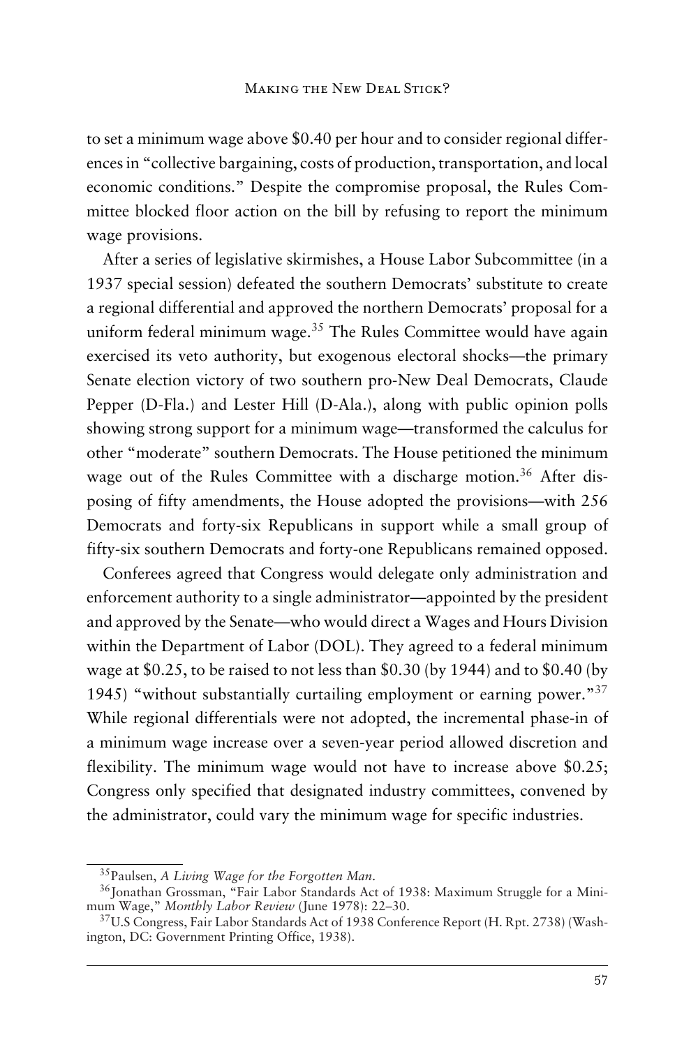to set a minimum wage above $0.40 per hour and to consider regional differences in "collective bargaining, costs of production, transportation, and local economic conditions." Despite the compromise proposal, the Rules Committee blocked floor action on the bill by refusing to report the minimum wage provisions.

After a series of legislative skirmishes, a House Labor Subcommittee (in a 1937 special session) defeated the southern Democrats' substitute to create a regional differential and approved the northern Democrats' proposal for a uniform federal minimum wage.[35] The Rules Committee would have again exercised its veto authority, but exogenous electoral shocks—the primary Senate election victory of two southern pro-New Deal Democrats, Claude Pepper (D-Fla.) and Lester Hill (D-Ala.), along with public opinion polls showing strong support for a minimum wage—transformed the calculus for other "moderate" southern Democrats. The House petitioned the minimum wage out of the Rules Committee with a discharge motion.[36] After disposing of fifty amendments, the House adopted the provisions—with 256 Democrats and forty-six Republicans in support while a small group of fifty-six southern Democrats and forty-one Republicans remained opposed.

Conferees agreed that Congress would delegate only administration and enforcement authority to a single administrator—appointed by the president and approved by the Senate—who would direct a Wages and Hours Division within the Department of Labor (DOL). They agreed to a federal minimum wage at $0.25, to be raised to not less than $0.30 (by 1944) and to $0.40 (by 1945) "without substantially curtailing employment or earning power."[37] While regional differentials were not adopted, the incremental phase-in of a minimum wage increase over a seven-year period allowed discretion and flexibility. The minimum wage would not have to increase above $0.25; Congress only specified that designated industry committees, convened by the administrator, could vary the minimum wage for specific industries.

---

[35] Paulsen, *A Living Wage for the Forgotten Man*.

[36] Jonathan Grossman, "Fair Labor Standards Act of 1938: Maximum Struggle for a Minimum Wage," *Monthly Labor Review* (June 1978): 22–30.

[37] U.S Congress, Fair Labor Standards Act of 1938 Conference Report (H. Rpt. 2738) (Washington, DC: Government Printing Office, 1938).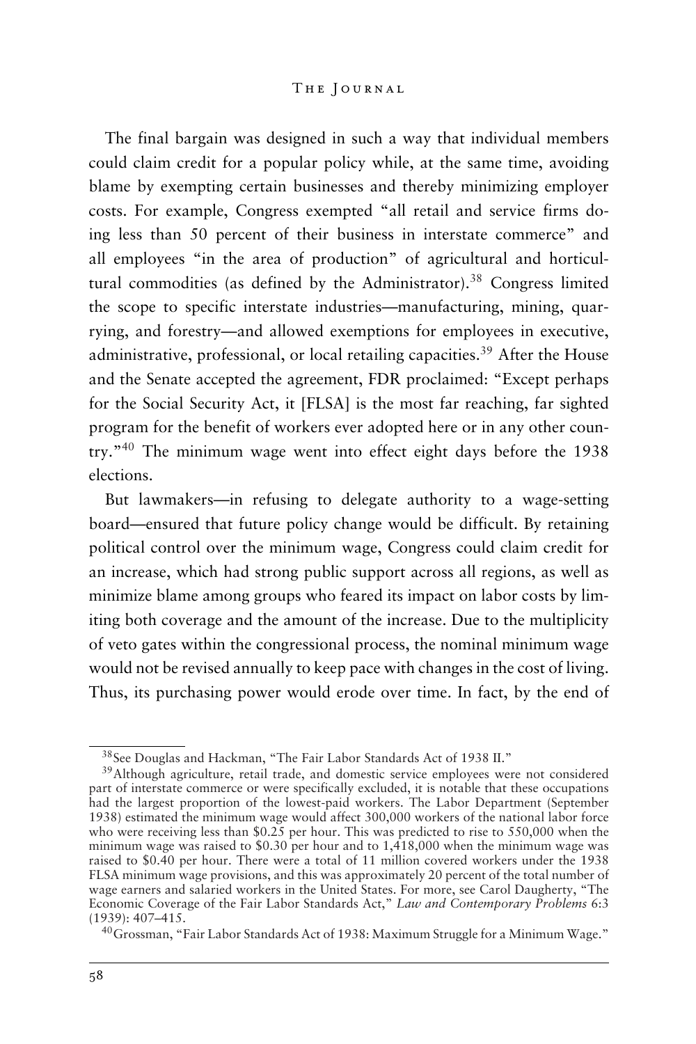The final bargain was designed in such a way that individual members could claim credit for a popular policy while, at the same time, avoiding blame by exempting certain businesses and thereby minimizing employer costs. For example, Congress exempted "all retail and service firms doing less than 50 percent of their business in interstate commerce" and all employees "in the area of production" of agricultural and horticultural commodities (as defined by the Administrator).[38] Congress limited the scope to specific interstate industries—manufacturing, mining, quarrying, and forestry—and allowed exemptions for employees in executive, administrative, professional, or local retailing capacities.[39] After the House and the Senate accepted the agreement, FDR proclaimed: "Except perhaps for the Social Security Act, it [FLSA] is the most far reaching, far sighted program for the benefit of workers ever adopted here or in any other country."[40] The minimum wage went into effect eight days before the 1938 elections.

But lawmakers—in refusing to delegate authority to a wage-setting board—ensured that future policy change would be difficult. By retaining political control over the minimum wage, Congress could claim credit for an increase, which had strong public support across all regions, as well as minimize blame among groups who feared its impact on labor costs by limiting both coverage and the amount of the increase. Due to the multiplicity of veto gates within the congressional process, the nominal minimum wage would not be revised annually to keep pace with changes in the cost of living. Thus, its purchasing power would erode over time. In fact, by the end of

---

[38] See Douglas and Hackman, "The Fair Labor Standards Act of 1938 II."

[39] Although agriculture, retail trade, and domestic service employees were not considered part of interstate commerce or were specifically excluded, it is notable that these occupations had the largest proportion of the lowest-paid workers. The Labor Department (September 1938) estimated the minimum wage would affect 300,000 workers of the national labor force who were receiving less than $0.25 per hour. This was predicted to rise to 550,000 when the minimum wage was raised to $0.30 per hour and to 1,418,000 when the minimum wage was raised to $0.40 per hour. There were a total of 11 million covered workers under the 1938 FLSA minimum wage provisions, and this was approximately 20 percent of the total number of wage earners and salaried workers in the United States. For more, see Carol Daugherty, "The Economic Coverage of the Fair Labor Standards Act," *Law and Contemporary Problems* 6:3 (1939): 407–415.

[40] Grossman, "Fair Labor Standards Act of 1938: Maximum Struggle for a Minimum Wage."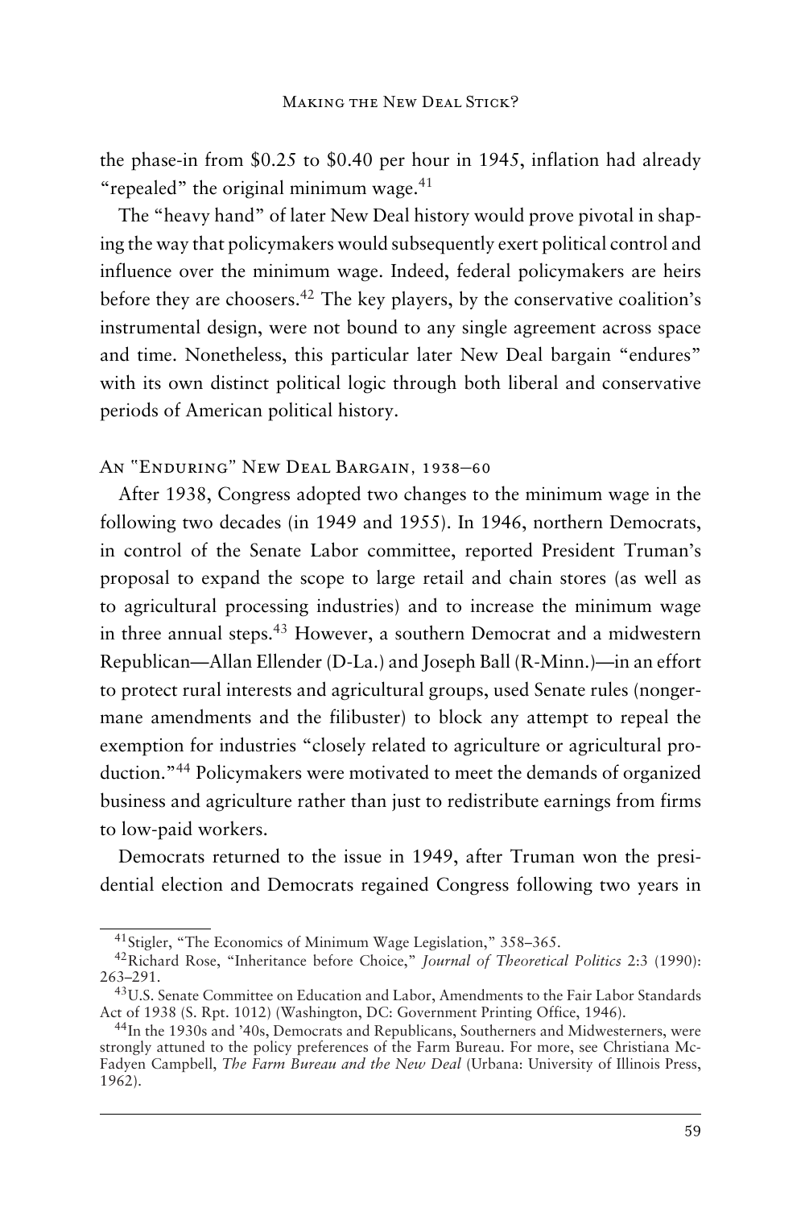the phase-in from $0.25 to $0.40 per hour in 1945, inflation had already "repealed" the original minimum wage.[41]

The "heavy hand" of later New Deal history would prove pivotal in shaping the way that policymakers would subsequently exert political control and influence over the minimum wage. Indeed, federal policymakers are heirs before they are choosers.[42] The key players, by the conservative coalition's instrumental design, were not bound to any single agreement across space and time. Nonetheless, this particular later New Deal bargain "endures" with its own distinct political logic through both liberal and conservative periods of American political history.

## An "Enduring" New Deal Bargain, 1938–60

After 1938, Congress adopted two changes to the minimum wage in the following two decades (in 1949 and 1955). In 1946, northern Democrats, in control of the Senate Labor committee, reported President Truman's proposal to expand the scope to large retail and chain stores (as well as to agricultural processing industries) and to increase the minimum wage in three annual steps.[43] However, a southern Democrat and a midwestern Republican—Allan Ellender (D-La.) and Joseph Ball (R-Minn.)—in an effort to protect rural interests and agricultural groups, used Senate rules (nongermane amendments and the filibuster) to block any attempt to repeal the exemption for industries "closely related to agriculture or agricultural production."[44] Policymakers were motivated to meet the demands of organized business and agriculture rather than just to redistribute earnings from firms to low-paid workers.

Democrats returned to the issue in 1949, after Truman won the presidential election and Democrats regained Congress following two years in

---

[41] Stigler, "The Economics of Minimum Wage Legislation," 358–365.

[42] Richard Rose, "Inheritance before Choice," *Journal of Theoretical Politics* 2:3 (1990): 263–291.

[43] U.S. Senate Committee on Education and Labor, Amendments to the Fair Labor Standards Act of 1938 (S. Rpt. 1012) (Washington, DC: Government Printing Office, 1946).

[44] In the 1930s and '40s, Democrats and Republicans, Southerners and Midwesterners, were strongly attuned to the policy preferences of the Farm Bureau. For more, see Christiana McFadyen Campbell, *The Farm Bureau and the New Deal* (Urbana: University of Illinois Press, 1962).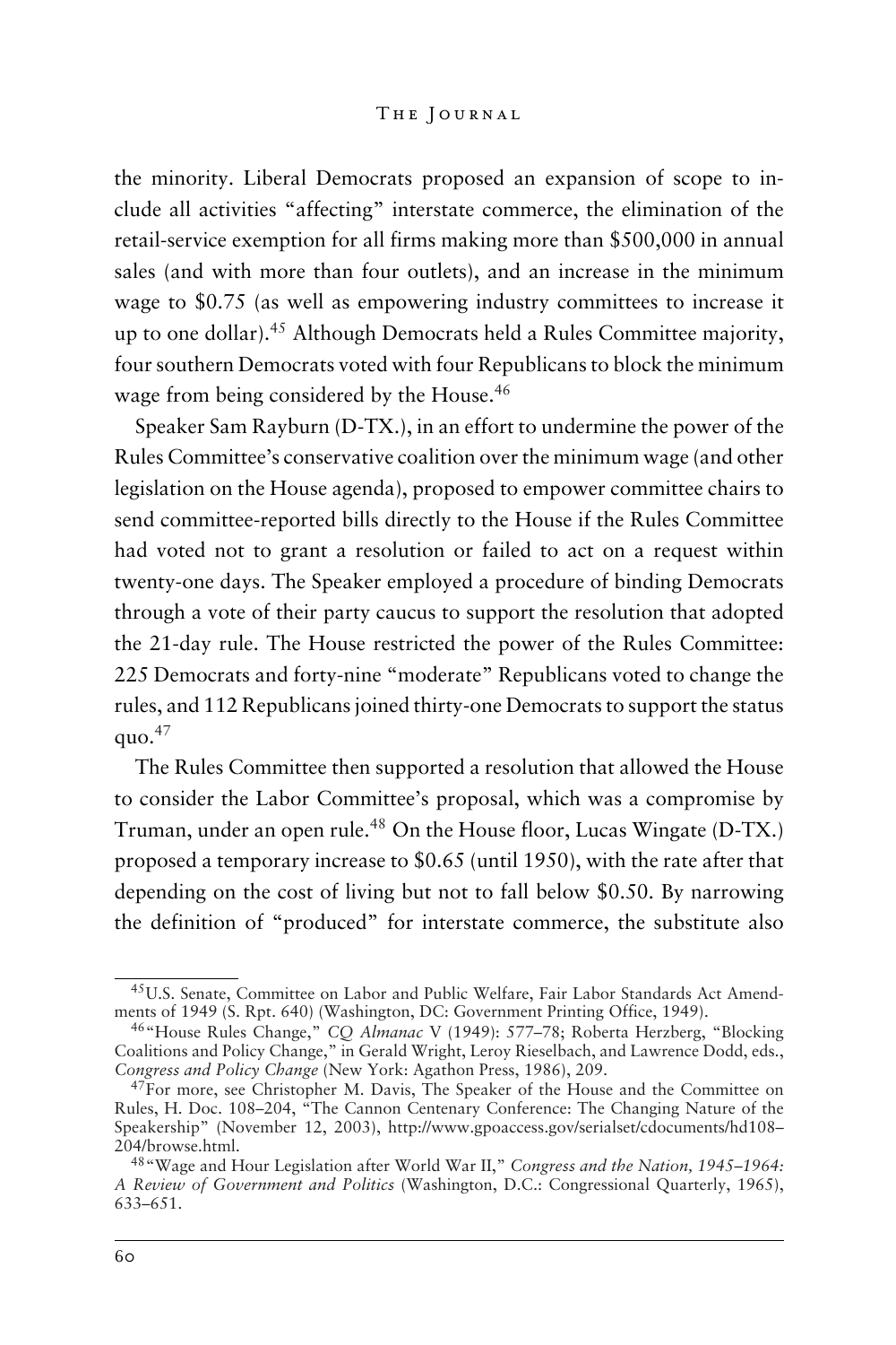the minority. Liberal Democrats proposed an expansion of scope to include all activities "affecting" interstate commerce, the elimination of the retail-service exemption for all firms making more than $500,000 in annual sales (and with more than four outlets), and an increase in the minimum wage to $0.75 (as well as empowering industry committees to increase it up to one dollar).[45] Although Democrats held a Rules Committee majority, four southern Democrats voted with four Republicans to block the minimum wage from being considered by the House.[46]

Speaker Sam Rayburn (D-TX.), in an effort to undermine the power of the Rules Committee's conservative coalition over the minimum wage (and other legislation on the House agenda), proposed to empower committee chairs to send committee-reported bills directly to the House if the Rules Committee had voted not to grant a resolution or failed to act on a request within twenty-one days. The Speaker employed a procedure of binding Democrats through a vote of their party caucus to support the resolution that adopted the 21-day rule. The House restricted the power of the Rules Committee: 225 Democrats and forty-nine "moderate" Republicans voted to change the rules, and 112 Republicans joined thirty-one Democrats to support the status quo.[47]

The Rules Committee then supported a resolution that allowed the House to consider the Labor Committee's proposal, which was a compromise by Truman, under an open rule.[48] On the House floor, Lucas Wingate (D-TX.) proposed a temporary increase to $0.65 (until 1950), with the rate after that depending on the cost of living but not to fall below $0.50. By narrowing the definition of "produced" for interstate commerce, the substitute also

---

[45] U.S. Senate, Committee on Labor and Public Welfare, Fair Labor Standards Act Amendments of 1949 (S. Rpt. 640) (Washington, DC: Government Printing Office, 1949).

[46] "House Rules Change," *CQ Almanac* V (1949): 577–78; Roberta Herzberg, "Blocking Coalitions and Policy Change," in Gerald Wright, Leroy Rieselbach, and Lawrence Dodd, eds., *Congress and Policy Change* (New York: Agathon Press, 1986), 209.

[47] For more, see Christopher M. Davis, The Speaker of the House and the Committee on Rules, H. Doc. 108–204, "The Cannon Centenary Conference: The Changing Nature of the Speakership" (November 12, 2003), http://www.gpoaccess.gov/serialset/cdocuments/hd108–204/browse.html.

[48] "Wage and Hour Legislation after World War II," *Congress and the Nation, 1945–1964: A Review of Government and Politics* (Washington, D.C.: Congressional Quarterly, 1965), 633–651.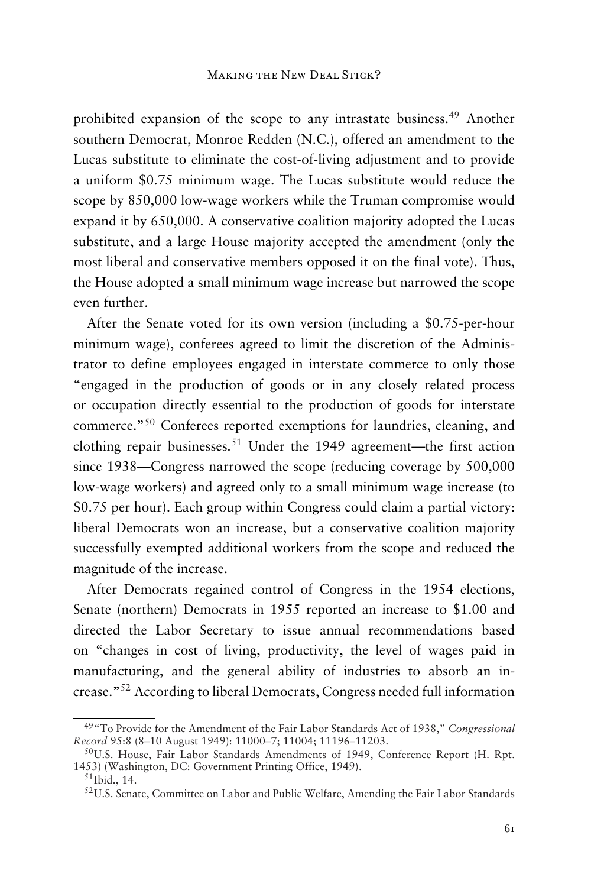prohibited expansion of the scope to any intrastate business.[49] Another southern Democrat, Monroe Redden (N.C.), offered an amendment to the Lucas substitute to eliminate the cost-of-living adjustment and to provide a uniform $0.75 minimum wage. The Lucas substitute would reduce the scope by 850,000 low-wage workers while the Truman compromise would expand it by 650,000. A conservative coalition majority adopted the Lucas substitute, and a large House majority accepted the amendment (only the most liberal and conservative members opposed it on the final vote). Thus, the House adopted a small minimum wage increase but narrowed the scope even further.

After the Senate voted for its own version (including a $0.75-per-hour minimum wage), conferees agreed to limit the discretion of the Administrator to define employees engaged in interstate commerce to only those "engaged in the production of goods or in any closely related process or occupation directly essential to the production of goods for interstate commerce."[50] Conferees reported exemptions for laundries, cleaning, and clothing repair businesses.[51] Under the 1949 agreement—the first action since 1938—Congress narrowed the scope (reducing coverage by 500,000 low-wage workers) and agreed only to a small minimum wage increase (to $0.75 per hour). Each group within Congress could claim a partial victory: liberal Democrats won an increase, but a conservative coalition majority successfully exempted additional workers from the scope and reduced the magnitude of the increase.

After Democrats regained control of Congress in the 1954 elections, Senate (northern) Democrats in 1955 reported an increase to $1.00 and directed the Labor Secretary to issue annual recommendations based on "changes in cost of living, productivity, the level of wages paid in manufacturing, and the general ability of industries to absorb an increase."[52] According to liberal Democrats, Congress needed full information

---

[49] "To Provide for the Amendment of the Fair Labor Standards Act of 1938," *Congressional Record* 95:8 (8–10 August 1949): 11000–7; 11004; 11196–11203.

[50] U.S. House, Fair Labor Standards Amendments of 1949, Conference Report (H. Rpt. 1453) (Washington, DC: Government Printing Office, 1949).

[51] Ibid., 14.

[52] U.S. Senate, Committee on Labor and Public Welfare, Amending the Fair Labor Standards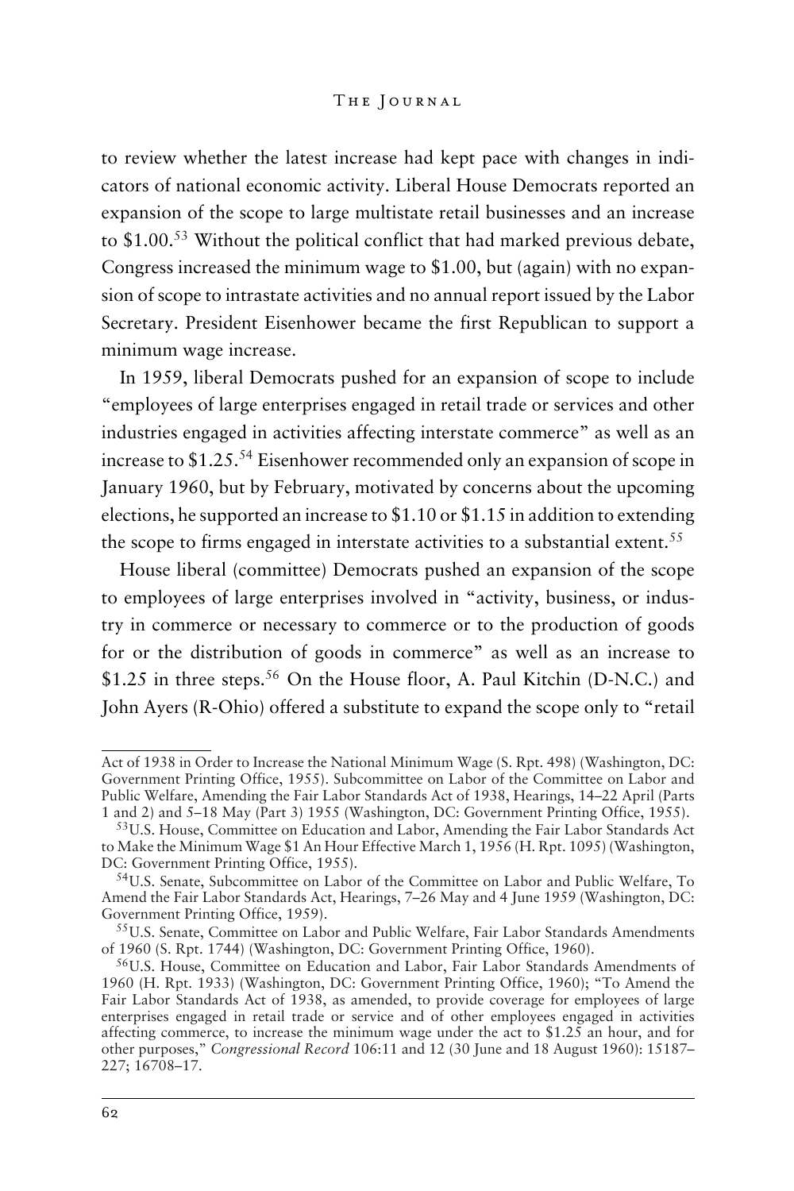to review whether the latest increase had kept pace with changes in indicators of national economic activity. Liberal House Democrats reported an expansion of the scope to large multistate retail businesses and an increase to $1.00.[53] Without the political conflict that had marked previous debate, Congress increased the minimum wage to $1.00, but (again) with no expansion of scope to intrastate activities and no annual report issued by the Labor Secretary. President Eisenhower became the first Republican to support a minimum wage increase.

In 1959, liberal Democrats pushed for an expansion of scope to include "employees of large enterprises engaged in retail trade or services and other industries engaged in activities affecting interstate commerce" as well as an increase to $1.25.[54] Eisenhower recommended only an expansion of scope in January 1960, but by February, motivated by concerns about the upcoming elections, he supported an increase to $1.10 or $1.15 in addition to extending the scope to firms engaged in interstate activities to a substantial extent.[55]

House liberal (committee) Democrats pushed an expansion of the scope to employees of large enterprises involved in "activity, business, or industry in commerce or necessary to commerce or to the production of goods for or the distribution of goods in commerce" as well as an increase to $1.25 in three steps.[56] On the House floor, A. Paul Kitchin (D-N.C.) and John Ayers (R-Ohio) offered a substitute to expand the scope only to "retail

---

Act of 1938 in Order to Increase the National Minimum Wage (S. Rpt. 498) (Washington, DC: Government Printing Office, 1955). Subcommittee on Labor of the Committee on Labor and Public Welfare, Amending the Fair Labor Standards Act of 1938, Hearings, 14–22 April (Parts 1 and 2) and 5–18 May (Part 3) 1955 (Washington, DC: Government Printing Office, 1955).

[53] U.S. House, Committee on Education and Labor, Amending the Fair Labor Standards Act to Make the Minimum Wage $1 An Hour Effective March 1, 1956 (H. Rpt. 1095) (Washington, DC: Government Printing Office, 1955).

[54] U.S. Senate, Subcommittee on Labor of the Committee on Labor and Public Welfare, To Amend the Fair Labor Standards Act, Hearings, 7–26 May and 4 June 1959 (Washington, DC: Government Printing Office, 1959).

[55] U.S. Senate, Committee on Labor and Public Welfare, Fair Labor Standards Amendments of 1960 (S. Rpt. 1744) (Washington, DC: Government Printing Office, 1960).

[56] U.S. House, Committee on Education and Labor, Fair Labor Standards Amendments of 1960 (H. Rpt. 1933) (Washington, DC: Government Printing Office, 1960); "To Amend the Fair Labor Standards Act of 1938, as amended, to provide coverage for employees of large enterprises engaged in retail trade or service and of other employees engaged in activities affecting commerce, to increase the minimum wage under the act to $1.25 an hour, and for other purposes," *Congressional Record* 106:11 and 12 (30 June and 18 August 1960): 15187–227; 16708–17.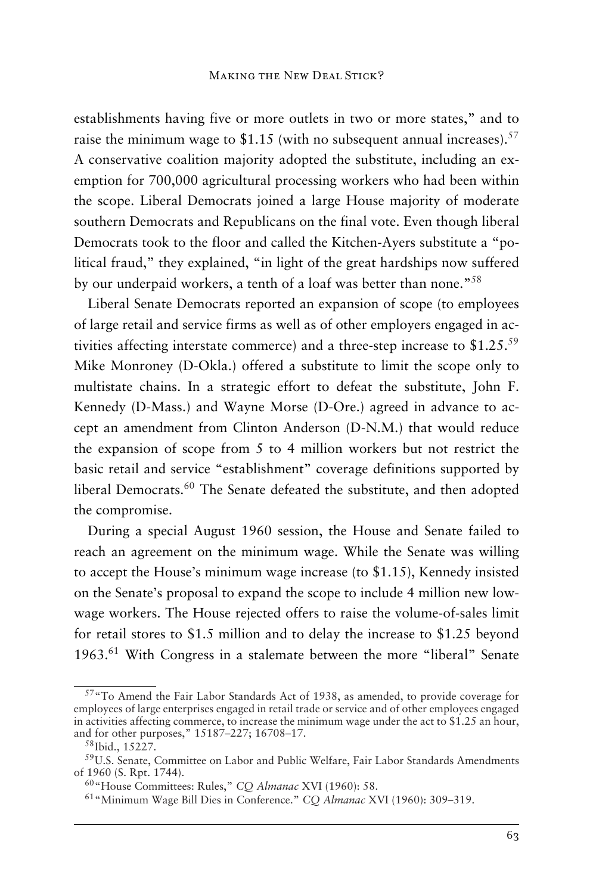establishments having five or more outlets in two or more states," and to raise the minimum wage to $1.15 (with no subsequent annual increases).[57] A conservative coalition majority adopted the substitute, including an exemption for 700,000 agricultural processing workers who had been within the scope. Liberal Democrats joined a large House majority of moderate southern Democrats and Republicans on the final vote. Even though liberal Democrats took to the floor and called the Kitchen-Ayers substitute a "political fraud," they explained, "in light of the great hardships now suffered by our underpaid workers, a tenth of a loaf was better than none."[58]

Liberal Senate Democrats reported an expansion of scope (to employees of large retail and service firms as well as of other employers engaged in activities affecting interstate commerce) and a three-step increase to $1.25.[59] Mike Monroney (D-Okla.) offered a substitute to limit the scope only to multistate chains. In a strategic effort to defeat the substitute, John F. Kennedy (D-Mass.) and Wayne Morse (D-Ore.) agreed in advance to accept an amendment from Clinton Anderson (D-N.M.) that would reduce the expansion of scope from 5 to 4 million workers but not restrict the basic retail and service "establishment" coverage definitions supported by liberal Democrats.[60] The Senate defeated the substitute, and then adopted the compromise.

During a special August 1960 session, the House and Senate failed to reach an agreement on the minimum wage. While the Senate was willing to accept the House's minimum wage increase (to $1.15), Kennedy insisted on the Senate's proposal to expand the scope to include 4 million new low-wage workers. The House rejected offers to raise the volume-of-sales limit for retail stores to $1.5 million and to delay the increase to $1.25 beyond 1963.[61] With Congress in a stalemate between the more "liberal" Senate

---

[57] "To Amend the Fair Labor Standards Act of 1938, as amended, to provide coverage for employees of large enterprises engaged in retail trade or service and of other employees engaged in activities affecting commerce, to increase the minimum wage under the act to $1.25 an hour, and for other purposes," 15187–227; 16708–17.

[58] Ibid., 15227.

[59] U.S. Senate, Committee on Labor and Public Welfare, Fair Labor Standards Amendments of 1960 (S. Rpt. 1744).

[60] "House Committees: Rules," *CQ Almanac* XVI (1960): 58.

[61] "Minimum Wage Bill Dies in Conference." *CQ Almanac* XVI (1960): 309–319.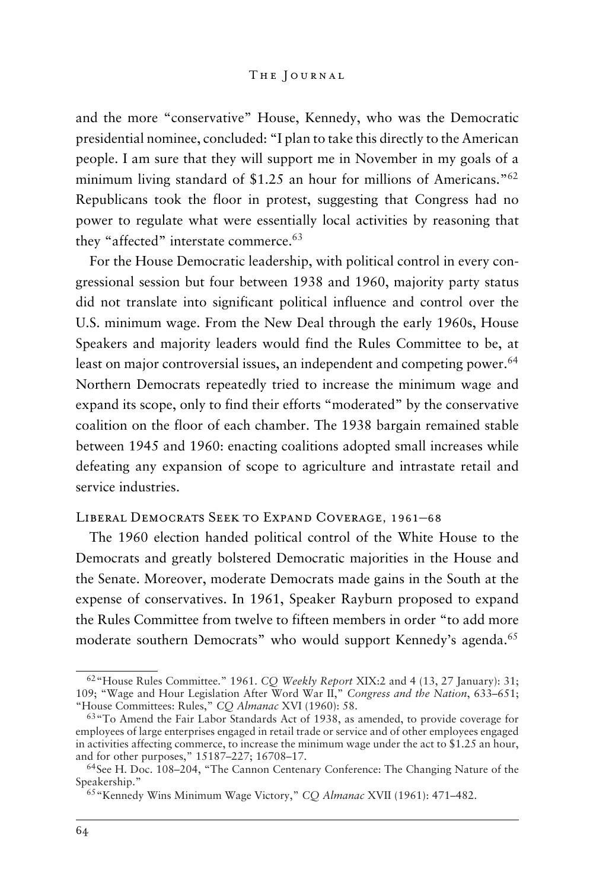and the more "conservative" House, Kennedy, who was the Democratic presidential nominee, concluded: "I plan to take this directly to the American people. I am sure that they will support me in November in my goals of a minimum living standard of $1.25 an hour for millions of Americans."[62] Republicans took the floor in protest, suggesting that Congress had no power to regulate what were essentially local activities by reasoning that they "affected" interstate commerce.[63]

For the House Democratic leadership, with political control in every congressional session but four between 1938 and 1960, majority party status did not translate into significant political influence and control over the U.S. minimum wage. From the New Deal through the early 1960s, House Speakers and majority leaders would find the Rules Committee to be, at least on major controversial issues, an independent and competing power.[64] Northern Democrats repeatedly tried to increase the minimum wage and expand its scope, only to find their efforts "moderated" by the conservative coalition on the floor of each chamber. The 1938 bargain remained stable between 1945 and 1960: enacting coalitions adopted small increases while defeating any expansion of scope to agriculture and intrastate retail and service industries.

### Liberal Democrats Seek to Expand Coverage, 1961–68

The 1960 election handed political control of the White House to the Democrats and greatly bolstered Democratic majorities in the House and the Senate. Moreover, moderate Democrats made gains in the South at the expense of conservatives. In 1961, Speaker Rayburn proposed to expand the Rules Committee from twelve to fifteen members in order "to add more moderate southern Democrats" who would support Kennedy's agenda.[65]

---

[62] "House Rules Committee." 1961. *CQ Weekly Report* XIX:2 and 4 (13, 27 January): 31; 109; "Wage and Hour Legislation After Word War II," *Congress and the Nation*, 633–651; "House Committees: Rules," *CQ Almanac* XVI (1960): 58.

[63] "To Amend the Fair Labor Standards Act of 1938, as amended, to provide coverage for employees of large enterprises engaged in retail trade or service and of other employees engaged in activities affecting commerce, to increase the minimum wage under the act to $1.25 an hour, and for other purposes," 15187–227; 16708–17.

[64] See H. Doc. 108–204, "The Cannon Centenary Conference: The Changing Nature of the Speakership."

[65] "Kennedy Wins Minimum Wage Victory," *CQ Almanac* XVII (1961): 471–482.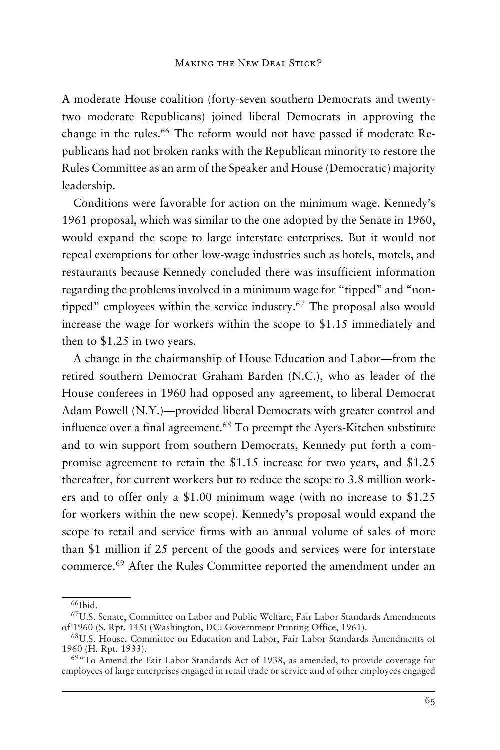A moderate House coalition (forty-seven southern Democrats and twenty-two moderate Republicans) joined liberal Democrats in approving the change in the rules.[66] The reform would not have passed if moderate Republicans had not broken ranks with the Republican minority to restore the Rules Committee as an arm of the Speaker and House (Democratic) majority leadership.

Conditions were favorable for action on the minimum wage. Kennedy's 1961 proposal, which was similar to the one adopted by the Senate in 1960, would expand the scope to large interstate enterprises. But it would not repeal exemptions for other low-wage industries such as hotels, motels, and restaurants because Kennedy concluded there was insufficient information regarding the problems involved in a minimum wage for "tipped" and "non-tipped" employees within the service industry.[67] The proposal also would increase the wage for workers within the scope to $1.15 immediately and then to $1.25 in two years.

A change in the chairmanship of House Education and Labor—from the retired southern Democrat Graham Barden (N.C.), who as leader of the House conferees in 1960 had opposed any agreement, to liberal Democrat Adam Powell (N.Y.)—provided liberal Democrats with greater control and influence over a final agreement.[68] To preempt the Ayers-Kitchen substitute and to win support from southern Democrats, Kennedy put forth a compromise agreement to retain the $1.15 increase for two years, and $1.25 thereafter, for current workers but to reduce the scope to 3.8 million workers and to offer only a $1.00 minimum wage (with no increase to $1.25 for workers within the new scope). Kennedy's proposal would expand the scope to retail and service firms with an annual volume of sales of more than $1 million if 25 percent of the goods and services were for interstate commerce.[69] After the Rules Committee reported the amendment under an

---

[66] Ibid.

[67] U.S. Senate, Committee on Labor and Public Welfare, Fair Labor Standards Amendments of 1960 (S. Rpt. 145) (Washington, DC: Government Printing Office, 1961).

[68] U.S. House, Committee on Education and Labor, Fair Labor Standards Amendments of 1960 (H. Rpt. 1933).

[69] "To Amend the Fair Labor Standards Act of 1938, as amended, to provide coverage for employees of large enterprises engaged in retail trade or service and of other employees engaged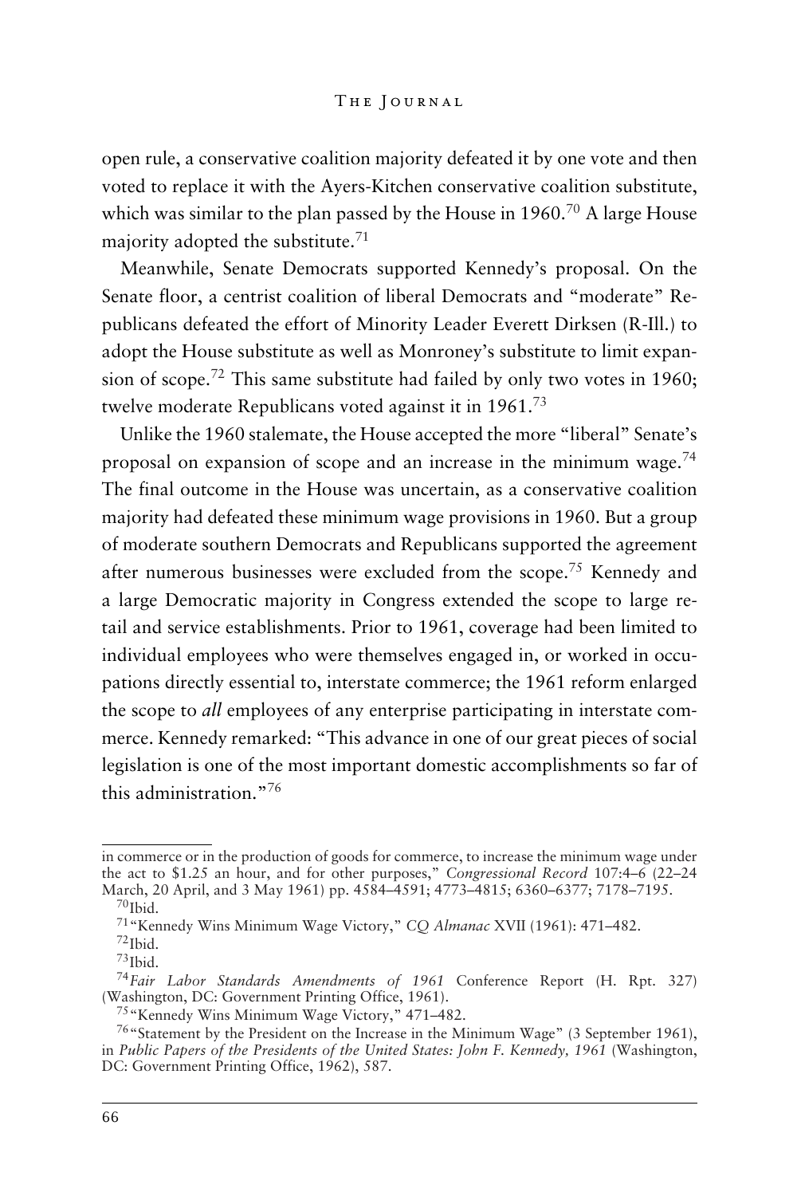open rule, a conservative coalition majority defeated it by one vote and then voted to replace it with the Ayers-Kitchen conservative coalition substitute, which was similar to the plan passed by the House in 1960.[70] A large House majority adopted the substitute.[71]

Meanwhile, Senate Democrats supported Kennedy's proposal. On the Senate floor, a centrist coalition of liberal Democrats and "moderate" Republicans defeated the effort of Minority Leader Everett Dirksen (R-Ill.) to adopt the House substitute as well as Monroney's substitute to limit expansion of scope.[72] This same substitute had failed by only two votes in 1960; twelve moderate Republicans voted against it in 1961.[73]

Unlike the 1960 stalemate, the House accepted the more "liberal" Senate's proposal on expansion of scope and an increase in the minimum wage.[74] The final outcome in the House was uncertain, as a conservative coalition majority had defeated these minimum wage provisions in 1960. But a group of moderate southern Democrats and Republicans supported the agreement after numerous businesses were excluded from the scope.[75] Kennedy and a large Democratic majority in Congress extended the scope to large retail and service establishments. Prior to 1961, coverage had been limited to individual employees who were themselves engaged in, or worked in occupations directly essential to, interstate commerce; the 1961 reform enlarged the scope to *all* employees of any enterprise participating in interstate commerce. Kennedy remarked: "This advance in one of our great pieces of social legislation is one of the most important domestic accomplishments so far of this administration."[76]

---

in commerce or in the production of goods for commerce, to increase the minimum wage under the act to $1.25 an hour, and for other purposes," *Congressional Record* 107:4–6 (22–24 March, 20 April, and 3 May 1961) pp. 4584–4591; 4773–4815; 6360–6377; 7178–7195.

[70] Ibid.

[71] "Kennedy Wins Minimum Wage Victory," *CQ Almanac* XVII (1961): 471–482.

[72] Ibid.

[73] Ibid.

[74] *Fair Labor Standards Amendments of 1961* Conference Report (H. Rpt. 327) (Washington, DC: Government Printing Office, 1961).

[75] "Kennedy Wins Minimum Wage Victory," 471–482.

[76] "Statement by the President on the Increase in the Minimum Wage" (3 September 1961), in *Public Papers of the Presidents of the United States: John F. Kennedy, 1961* (Washington, DC: Government Printing Office, 1962), 587.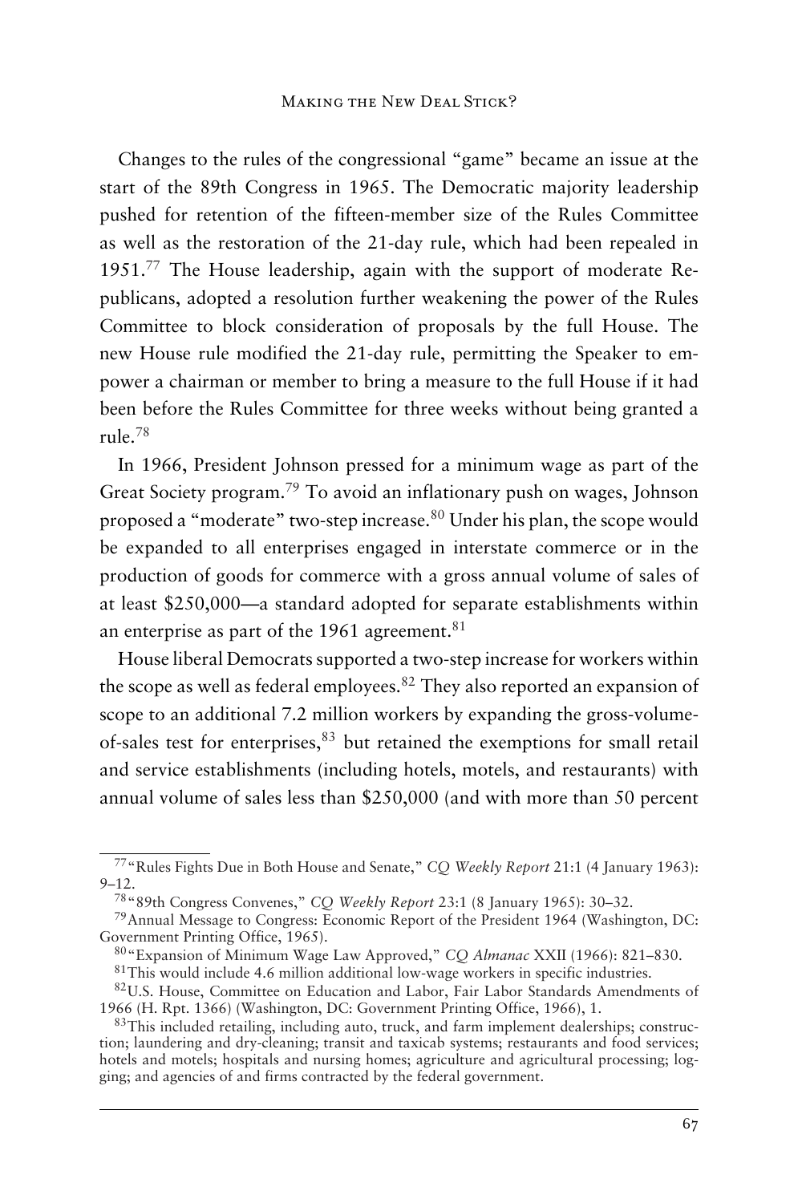Changes to the rules of the congressional "game" became an issue at the start of the 89th Congress in 1965. The Democratic majority leadership pushed for retention of the fifteen-member size of the Rules Committee as well as the restoration of the 21-day rule, which had been repealed in 1951.[77] The House leadership, again with the support of moderate Republicans, adopted a resolution further weakening the power of the Rules Committee to block consideration of proposals by the full House. The new House rule modified the 21-day rule, permitting the Speaker to empower a chairman or member to bring a measure to the full House if it had been before the Rules Committee for three weeks without being granted a rule.[78]

In 1966, President Johnson pressed for a minimum wage as part of the Great Society program.[79] To avoid an inflationary push on wages, Johnson proposed a "moderate" two-step increase.[80] Under his plan, the scope would be expanded to all enterprises engaged in interstate commerce or in the production of goods for commerce with a gross annual volume of sales of at least $250,000—a standard adopted for separate establishments within an enterprise as part of the 1961 agreement.[81]

House liberal Democrats supported a two-step increase for workers within the scope as well as federal employees.[82] They also reported an expansion of scope to an additional 7.2 million workers by expanding the gross-volume-of-sales test for enterprises,[83] but retained the exemptions for small retail and service establishments (including hotels, motels, and restaurants) with annual volume of sales less than $250,000 (and with more than 50 percent

---

[77] "Rules Fights Due in Both House and Senate," *CQ Weekly Report* 21:1 (4 January 1963): 9–12.

[78] "89th Congress Convenes," *CQ Weekly Report* 23:1 (8 January 1965): 30–32.

[79] Annual Message to Congress: Economic Report of the President 1964 (Washington, DC: Government Printing Office, 1965).

[80] "Expansion of Minimum Wage Law Approved," *CQ Almanac* XXII (1966): 821–830.

[81] This would include 4.6 million additional low-wage workers in specific industries.

[82] U.S. House, Committee on Education and Labor, Fair Labor Standards Amendments of 1966 (H. Rpt. 1366) (Washington, DC: Government Printing Office, 1966), 1.

[83] This included retailing, including auto, truck, and farm implement dealerships; construction; laundering and dry-cleaning; transit and taxicab systems; restaurants and food services; hotels and motels; hospitals and nursing homes; agriculture and agricultural processing; logging; and agencies of and firms contracted by the federal government.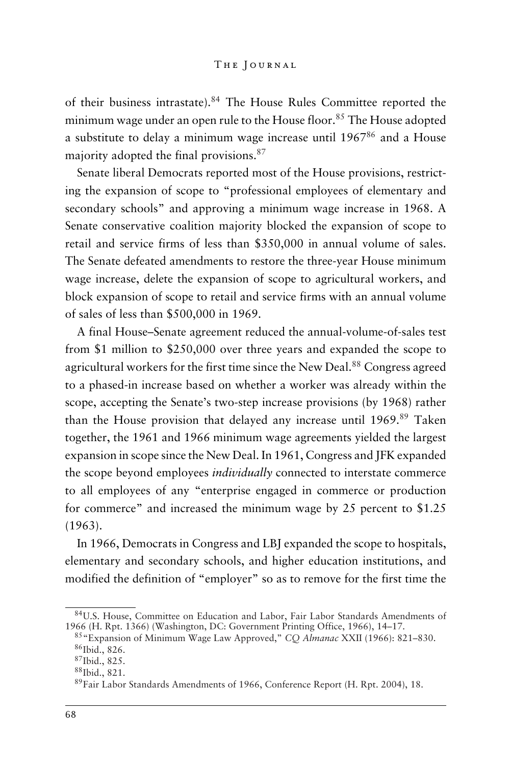of their business intrastate).[84] The House Rules Committee reported the minimum wage under an open rule to the House floor.[85] The House adopted a substitute to delay a minimum wage increase until 1967[86] and a House majority adopted the final provisions.[87]

Senate liberal Democrats reported most of the House provisions, restricting the expansion of scope to "professional employees of elementary and secondary schools" and approving a minimum wage increase in 1968. A Senate conservative coalition majority blocked the expansion of scope to retail and service firms of less than $350,000 in annual volume of sales. The Senate defeated amendments to restore the three-year House minimum wage increase, delete the expansion of scope to agricultural workers, and block expansion of scope to retail and service firms with an annual volume of sales of less than $500,000 in 1969.

A final House–Senate agreement reduced the annual-volume-of-sales test from $1 million to $250,000 over three years and expanded the scope to agricultural workers for the first time since the New Deal.[88] Congress agreed to a phased-in increase based on whether a worker was already within the scope, accepting the Senate's two-step increase provisions (by 1968) rather than the House provision that delayed any increase until 1969.[89] Taken together, the 1961 and 1966 minimum wage agreements yielded the largest expansion in scope since the New Deal. In 1961, Congress and JFK expanded the scope beyond employees *individually* connected to interstate commerce to all employees of any "enterprise engaged in commerce or production for commerce" and increased the minimum wage by 25 percent to $1.25 (1963).

In 1966, Democrats in Congress and LBJ expanded the scope to hospitals, elementary and secondary schools, and higher education institutions, and modified the definition of "employer" so as to remove for the first time the

---

[84] U.S. House, Committee on Education and Labor, Fair Labor Standards Amendments of 1966 (H. Rpt. 1366) (Washington, DC: Government Printing Office, 1966), 14–17.

[85] "Expansion of Minimum Wage Law Approved," *CQ Almanac* XXII (1966): 821–830.

[86] Ibid., 826.

[87] Ibid., 825.

[88] Ibid., 821.

[89] Fair Labor Standards Amendments of 1966, Conference Report (H. Rpt. 2004), 18.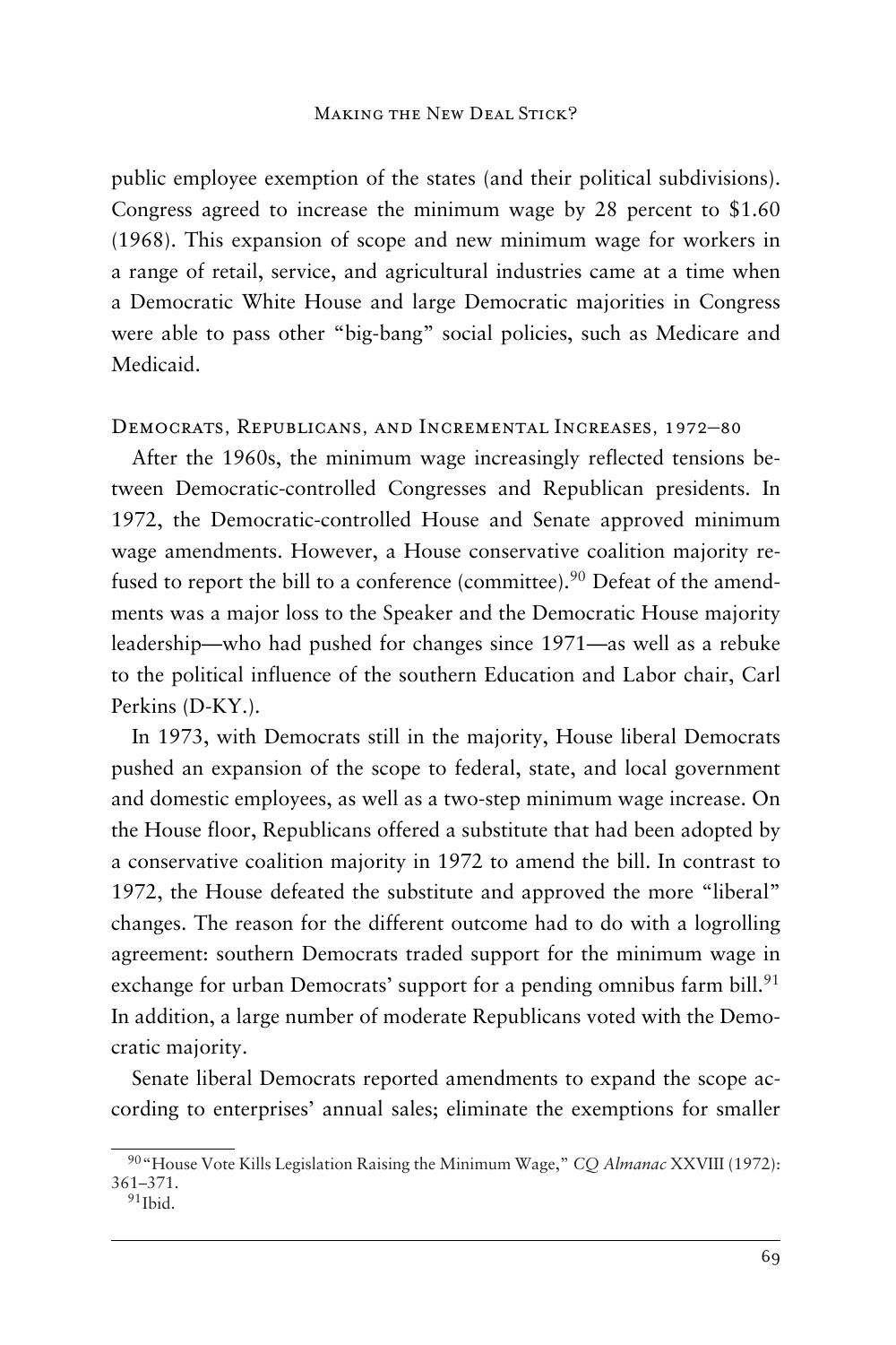public employee exemption of the states (and their political subdivisions). Congress agreed to increase the minimum wage by 28 percent to $1.60 (1968). This expansion of scope and new minimum wage for workers in a range of retail, service, and agricultural industries came at a time when a Democratic White House and large Democratic majorities in Congress were able to pass other "big-bang" social policies, such as Medicare and Medicaid.

### Democrats, Republicans, and Incremental Increases, 1972–80

After the 1960s, the minimum wage increasingly reflected tensions between Democratic-controlled Congresses and Republican presidents. In 1972, the Democratic-controlled House and Senate approved minimum wage amendments. However, a House conservative coalition majority refused to report the bill to a conference (committee).[90] Defeat of the amendments was a major loss to the Speaker and the Democratic House majority leadership—who had pushed for changes since 1971—as well as a rebuke to the political influence of the southern Education and Labor chair, Carl Perkins (D-KY.).

In 1973, with Democrats still in the majority, House liberal Democrats pushed an expansion of the scope to federal, state, and local government and domestic employees, as well as a two-step minimum wage increase. On the House floor, Republicans offered a substitute that had been adopted by a conservative coalition majority in 1972 to amend the bill. In contrast to 1972, the House defeated the substitute and approved the more "liberal" changes. The reason for the different outcome had to do with a logrolling agreement: southern Democrats traded support for the minimum wage in exchange for urban Democrats' support for a pending omnibus farm bill.[91] In addition, a large number of moderate Republicans voted with the Democratic majority.

Senate liberal Democrats reported amendments to expand the scope according to enterprises' annual sales; eliminate the exemptions for smaller

---

[90] "House Vote Kills Legislation Raising the Minimum Wage," *CQ Almanac* XXVIII (1972): 361–371.

[91] Ibid.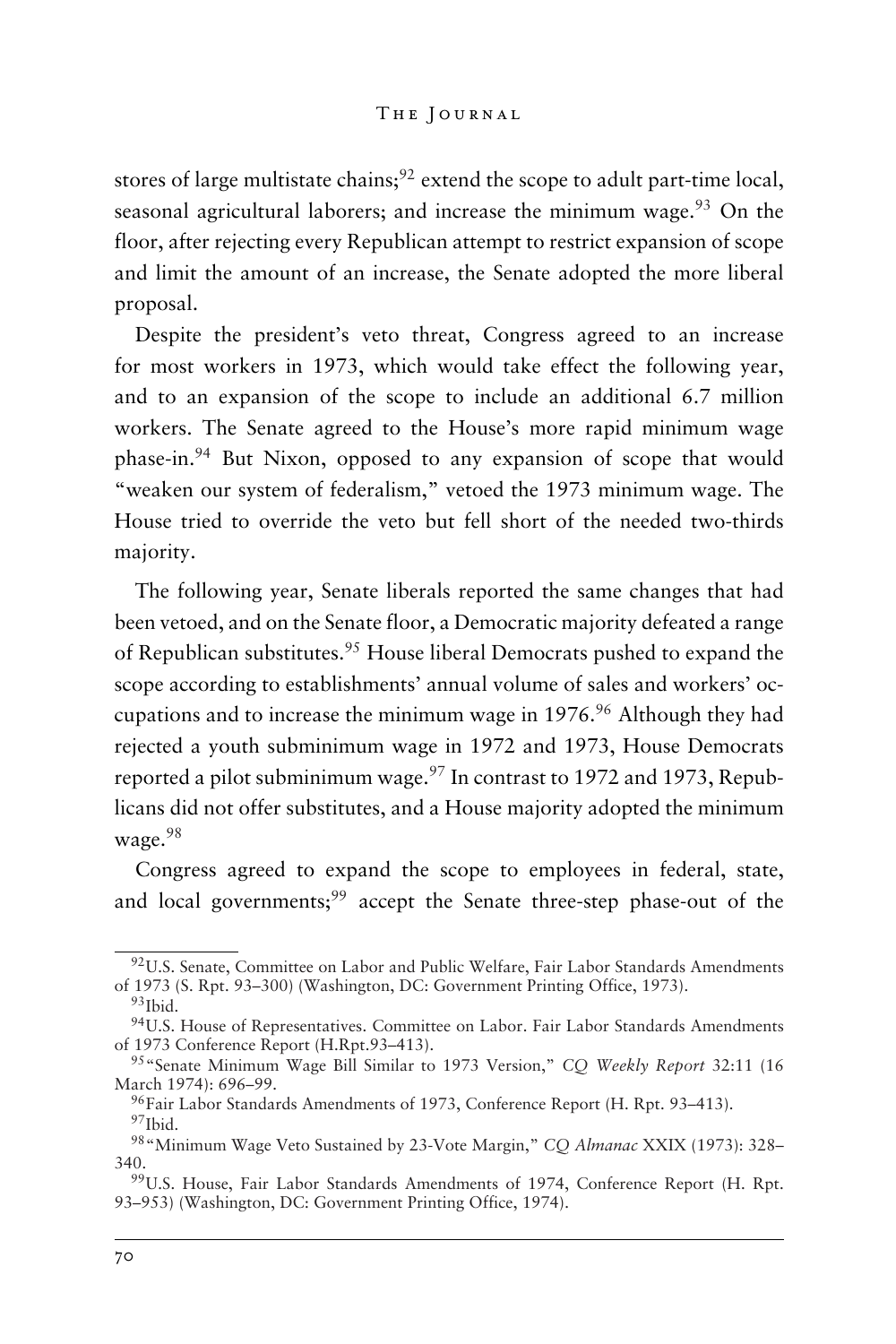stores of large multistate chains;[92] extend the scope to adult part-time local, seasonal agricultural laborers; and increase the minimum wage.[93] On the floor, after rejecting every Republican attempt to restrict expansion of scope and limit the amount of an increase, the Senate adopted the more liberal proposal.

Despite the president's veto threat, Congress agreed to an increase for most workers in 1973, which would take effect the following year, and to an expansion of the scope to include an additional 6.7 million workers. The Senate agreed to the House's more rapid minimum wage phase-in.[94] But Nixon, opposed to any expansion of scope that would "weaken our system of federalism," vetoed the 1973 minimum wage. The House tried to override the veto but fell short of the needed two-thirds majority.

The following year, Senate liberals reported the same changes that had been vetoed, and on the Senate floor, a Democratic majority defeated a range of Republican substitutes.[95] House liberal Democrats pushed to expand the scope according to establishments' annual volume of sales and workers' occupations and to increase the minimum wage in 1976.[96] Although they had rejected a youth subminimum wage in 1972 and 1973, House Democrats reported a pilot subminimum wage.[97] In contrast to 1972 and 1973, Republicans did not offer substitutes, and a House majority adopted the minimum wage.[98]

Congress agreed to expand the scope to employees in federal, state, and local governments;[99] accept the Senate three-step phase-out of the

---

[92] U.S. Senate, Committee on Labor and Public Welfare, Fair Labor Standards Amendments of 1973 (S. Rpt. 93–300) (Washington, DC: Government Printing Office, 1973).

[93] Ibid.

[94] U.S. House of Representatives. Committee on Labor. Fair Labor Standards Amendments of 1973 Conference Report (H.Rpt.93–413).

[95] "Senate Minimum Wage Bill Similar to 1973 Version," *CQ Weekly Report* 32:11 (16 March 1974): 696–99.

[96] Fair Labor Standards Amendments of 1973, Conference Report (H. Rpt. 93–413).

[97] Ibid.

[98] "Minimum Wage Veto Sustained by 23-Vote Margin," *CQ Almanac* XXIX (1973): 328–340.

[99] U.S. House, Fair Labor Standards Amendments of 1974, Conference Report (H. Rpt. 93–953) (Washington, DC: Government Printing Office, 1974).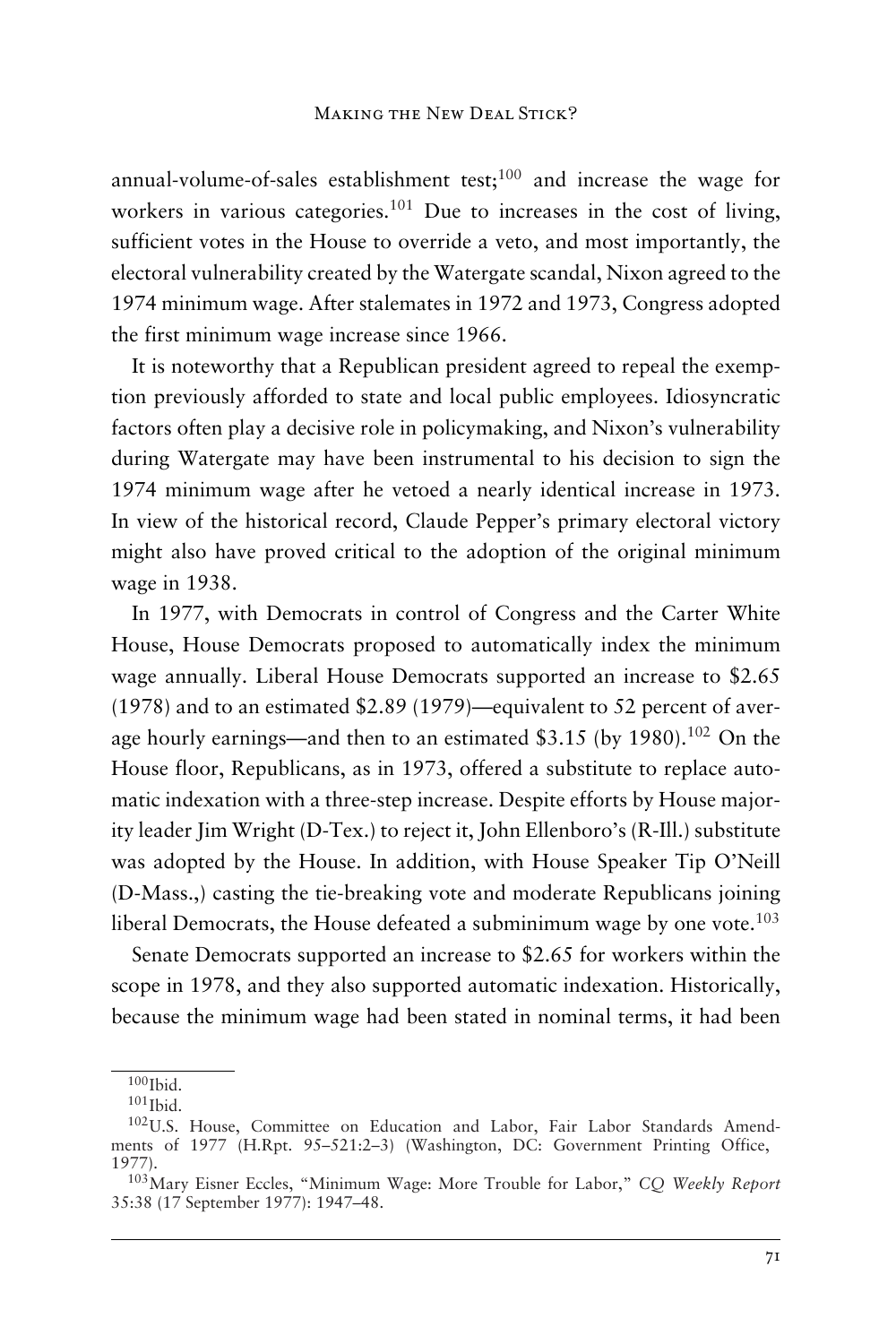annual-volume-of-sales establishment test;[100] and increase the wage for workers in various categories.[101] Due to increases in the cost of living, sufficient votes in the House to override a veto, and most importantly, the electoral vulnerability created by the Watergate scandal, Nixon agreed to the 1974 minimum wage. After stalemates in 1972 and 1973, Congress adopted the first minimum wage increase since 1966.

It is noteworthy that a Republican president agreed to repeal the exemption previously afforded to state and local public employees. Idiosyncratic factors often play a decisive role in policymaking, and Nixon's vulnerability during Watergate may have been instrumental to his decision to sign the 1974 minimum wage after he vetoed a nearly identical increase in 1973. In view of the historical record, Claude Pepper's primary electoral victory might also have proved critical to the adoption of the original minimum wage in 1938.

In 1977, with Democrats in control of Congress and the Carter White House, House Democrats proposed to automatically index the minimum wage annually. Liberal House Democrats supported an increase to \$2.65 (1978) and to an estimated \$2.89 (1979)—equivalent to 52 percent of average hourly earnings—and then to an estimated \$3.15 (by 1980).[102] On the House floor, Republicans, as in 1973, offered a substitute to replace automatic indexation with a three-step increase. Despite efforts by House majority leader Jim Wright (D-Tex.) to reject it, John Ellenboro's (R-Ill.) substitute was adopted by the House. In addition, with House Speaker Tip O'Neill (D-Mass.,) casting the tie-breaking vote and moderate Republicans joining liberal Democrats, the House defeated a subminimum wage by one vote.[103]

Senate Democrats supported an increase to \$2.65 for workers within the scope in 1978, and they also supported automatic indexation. Historically, because the minimum wage had been stated in nominal terms, it had been

[100] Ibid.

[101] Ibid.

[102] U.S. House, Committee on Education and Labor, Fair Labor Standards Amendments of 1977 (H.Rpt. 95–521:2–3) (Washington, DC: Government Printing Office, 1977).

[103] Mary Eisner Eccles, "Minimum Wage: More Trouble for Labor," *CQ Weekly Report* 35:38 (17 September 1977): 1947–48.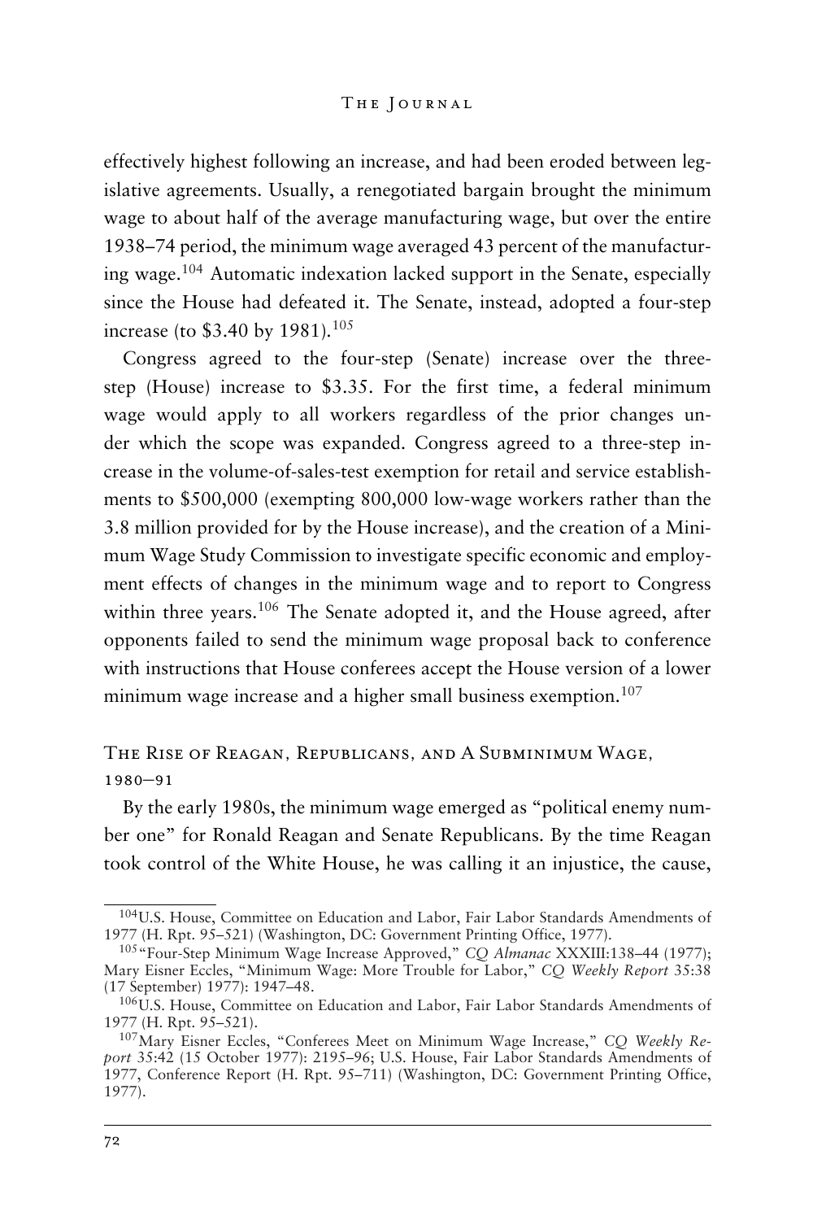effectively highest following an increase, and had been eroded between legislative agreements. Usually, a renegotiated bargain brought the minimum wage to about half of the average manufacturing wage, but over the entire 1938–74 period, the minimum wage averaged 43 percent of the manufacturing wage.[104] Automatic indexation lacked support in the Senate, especially since the House had defeated it. The Senate, instead, adopted a four-step increase (to $3.40 by 1981).[105]

Congress agreed to the four-step (Senate) increase over the three-step (House) increase to $3.35. For the first time, a federal minimum wage would apply to all workers regardless of the prior changes under which the scope was expanded. Congress agreed to a three-step increase in the volume-of-sales-test exemption for retail and service establishments to $500,000 (exempting 800,000 low-wage workers rather than the 3.8 million provided for by the House increase), and the creation of a Minimum Wage Study Commission to investigate specific economic and employment effects of changes in the minimum wage and to report to Congress within three years.[106] The Senate adopted it, and the House agreed, after opponents failed to send the minimum wage proposal back to conference with instructions that House conferees accept the House version of a lower minimum wage increase and a higher small business exemption.[107]

## The Rise of Reagan, Republicans, and A Subminimum Wage, 1980–91

By the early 1980s, the minimum wage emerged as "political enemy number one" for Ronald Reagan and Senate Republicans. By the time Reagan took control of the White House, he was calling it an injustice, the cause,

---

[104] U.S. House, Committee on Education and Labor, Fair Labor Standards Amendments of 1977 (H. Rpt. 95–521) (Washington, DC: Government Printing Office, 1977).

[105] "Four-Step Minimum Wage Increase Approved," *CQ Almanac* XXXIII:138–44 (1977); Mary Eisner Eccles, "Minimum Wage: More Trouble for Labor," *CQ Weekly Report* 35:38 (17 September) 1977): 1947–48.

[106] U.S. House, Committee on Education and Labor, Fair Labor Standards Amendments of 1977 (H. Rpt. 95–521).

[107] Mary Eisner Eccles, "Conferees Meet on Minimum Wage Increase," *CQ Weekly Report* 35:42 (15 October 1977): 2195–96; U.S. House, Fair Labor Standards Amendments of 1977, Conference Report (H. Rpt. 95–711) (Washington, DC: Government Printing Office, 1977).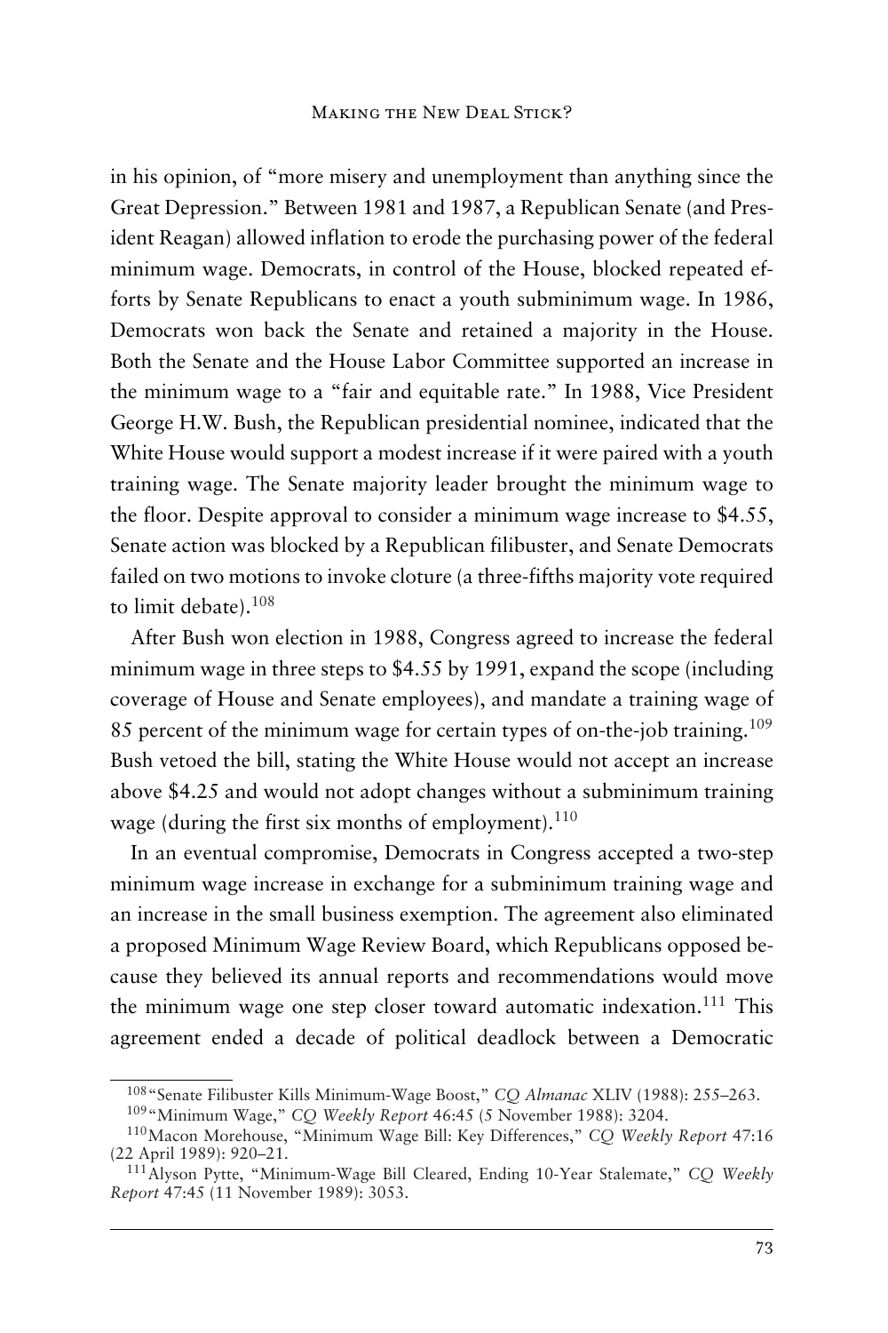in his opinion, of "more misery and unemployment than anything since the Great Depression." Between 1981 and 1987, a Republican Senate (and President Reagan) allowed inflation to erode the purchasing power of the federal minimum wage. Democrats, in control of the House, blocked repeated efforts by Senate Republicans to enact a youth subminimum wage. In 1986, Democrats won back the Senate and retained a majority in the House. Both the Senate and the House Labor Committee supported an increase in the minimum wage to a "fair and equitable rate." In 1988, Vice President George H.W. Bush, the Republican presidential nominee, indicated that the White House would support a modest increase if it were paired with a youth training wage. The Senate majority leader brought the minimum wage to the floor. Despite approval to consider a minimum wage increase to $4.55, Senate action was blocked by a Republican filibuster, and Senate Democrats failed on two motions to invoke cloture (a three-fifths majority vote required to limit debate).[108]

After Bush won election in 1988, Congress agreed to increase the federal minimum wage in three steps to $4.55 by 1991, expand the scope (including coverage of House and Senate employees), and mandate a training wage of 85 percent of the minimum wage for certain types of on-the-job training.[109] Bush vetoed the bill, stating the White House would not accept an increase above $4.25 and would not adopt changes without a subminimum training wage (during the first six months of employment).[110]

In an eventual compromise, Democrats in Congress accepted a two-step minimum wage increase in exchange for a subminimum training wage and an increase in the small business exemption. The agreement also eliminated a proposed Minimum Wage Review Board, which Republicans opposed because they believed its annual reports and recommendations would move the minimum wage one step closer toward automatic indexation.[111] This agreement ended a decade of political deadlock between a Democratic

[108] "Senate Filibuster Kills Minimum-Wage Boost," *CQ Almanac* XLIV (1988): 255–263.

[109] "Minimum Wage," *CQ Weekly Report* 46:45 (5 November 1988): 3204.

[110] Macon Morehouse, "Minimum Wage Bill: Key Differences," *CQ Weekly Report* 47:16 (22 April 1989): 920–21.

[111] Alyson Pytte, "Minimum-Wage Bill Cleared, Ending 10-Year Stalemate," *CQ Weekly Report* 47:45 (11 November 1989): 3053.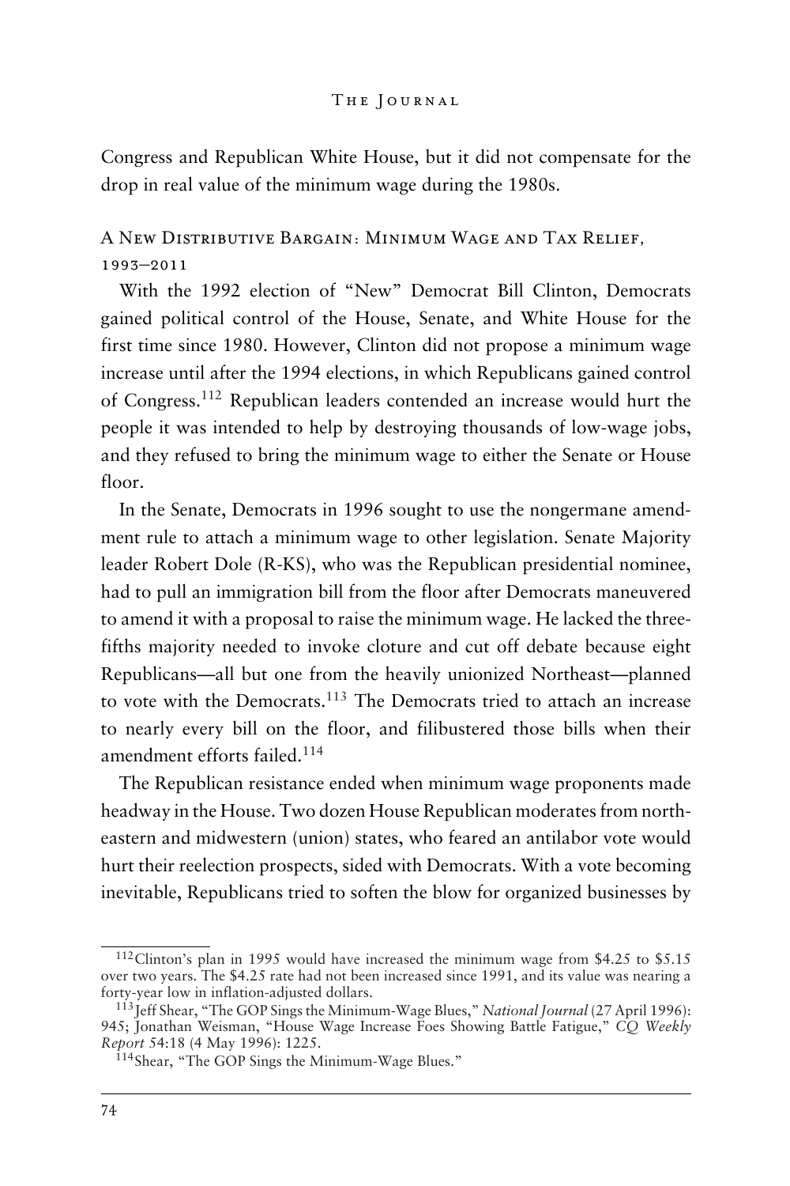Congress and Republican White House, but it did not compensate for the drop in real value of the minimum wage during the 1980s.

## A New Distributive Bargain: Minimum Wage and Tax Relief, 1993–2011

With the 1992 election of "New" Democrat Bill Clinton, Democrats gained political control of the House, Senate, and White House for the first time since 1980. However, Clinton did not propose a minimum wage increase until after the 1994 elections, in which Republicans gained control of Congress.[112] Republican leaders contended an increase would hurt the people it was intended to help by destroying thousands of low-wage jobs, and they refused to bring the minimum wage to either the Senate or House floor.

In the Senate, Democrats in 1996 sought to use the nongermane amendment rule to attach a minimum wage to other legislation. Senate Majority leader Robert Dole (R-KS), who was the Republican presidential nominee, had to pull an immigration bill from the floor after Democrats maneuvered to amend it with a proposal to raise the minimum wage. He lacked the three-fifths majority needed to invoke cloture and cut off debate because eight Republicans—all but one from the heavily unionized Northeast—planned to vote with the Democrats.[113] The Democrats tried to attach an increase to nearly every bill on the floor, and filibustered those bills when their amendment efforts failed.[114]

The Republican resistance ended when minimum wage proponents made headway in the House. Two dozen House Republican moderates from northeastern and midwestern (union) states, who feared an antilabor vote would hurt their reelection prospects, sided with Democrats. With a vote becoming inevitable, Republicans tried to soften the blow for organized businesses by

---

[112] Clinton's plan in 1995 would have increased the minimum wage from $4.25 to $5.15 over two years. The $4.25 rate had not been increased since 1991, and its value was nearing a forty-year low in inflation-adjusted dollars.

[113] Jeff Shear, "The GOP Sings the Minimum-Wage Blues," *National Journal* (27 April 1996): 945; Jonathan Weisman, "House Wage Increase Foes Showing Battle Fatigue," *CQ Weekly Report* 54:18 (4 May 1996): 1225.

[114] Shear, "The GOP Sings the Minimum-Wage Blues."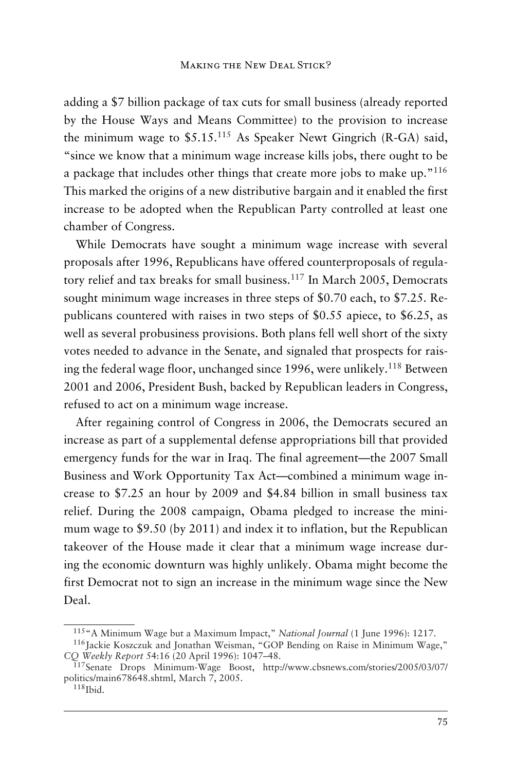adding a $7 billion package of tax cuts for small business (already reported by the House Ways and Means Committee) to the provision to increase the minimum wage to $5.15.[115] As Speaker Newt Gingrich (R-GA) said, "since we know that a minimum wage increase kills jobs, there ought to be a package that includes other things that create more jobs to make up."[116] This marked the origins of a new distributive bargain and it enabled the first increase to be adopted when the Republican Party controlled at least one chamber of Congress.

While Democrats have sought a minimum wage increase with several proposals after 1996, Republicans have offered counterproposals of regulatory relief and tax breaks for small business.[117] In March 2005, Democrats sought minimum wage increases in three steps of $0.70 each, to $7.25. Republicans countered with raises in two steps of $0.55 apiece, to $6.25, as well as several probusiness provisions. Both plans fell well short of the sixty votes needed to advance in the Senate, and signaled that prospects for raising the federal wage floor, unchanged since 1996, were unlikely.[118] Between 2001 and 2006, President Bush, backed by Republican leaders in Congress, refused to act on a minimum wage increase.

After regaining control of Congress in 2006, the Democrats secured an increase as part of a supplemental defense appropriations bill that provided emergency funds for the war in Iraq. The final agreement—the 2007 Small Business and Work Opportunity Tax Act—combined a minimum wage increase to $7.25 an hour by 2009 and $4.84 billion in small business tax relief. During the 2008 campaign, Obama pledged to increase the minimum wage to $9.50 (by 2011) and index it to inflation, but the Republican takeover of the House made it clear that a minimum wage increase during the economic downturn was highly unlikely. Obama might become the first Democrat not to sign an increase in the minimum wage since the New Deal.

---

[115] "A Minimum Wage but a Maximum Impact," *National Journal* (1 June 1996): 1217.

[116] Jackie Koszczuk and Jonathan Weisman, "GOP Bending on Raise in Minimum Wage," *CQ Weekly Report* 54:16 (20 April 1996): 1047–48.

[117] Senate Drops Minimum-Wage Boost, http://www.cbsnews.com/stories/2005/03/07/politics/main678648.shtml, March 7, 2005.

[118] Ibid.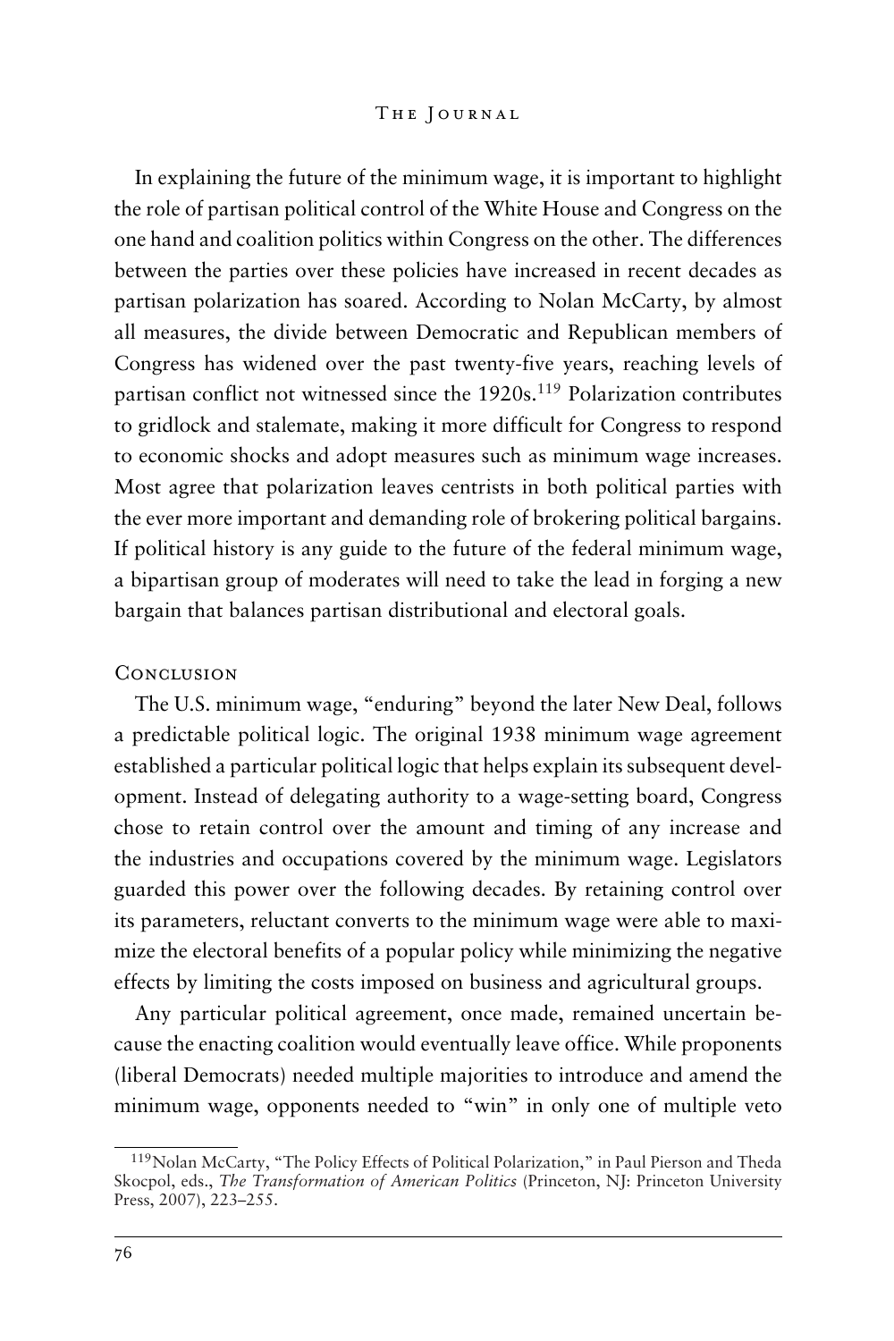In explaining the future of the minimum wage, it is important to highlight the role of partisan political control of the White House and Congress on the one hand and coalition politics within Congress on the other. The differences between the parties over these policies have increased in recent decades as partisan polarization has soared. According to Nolan McCarty, by almost all measures, the divide between Democratic and Republican members of Congress has widened over the past twenty-five years, reaching levels of partisan conflict not witnessed since the 1920s.[119] Polarization contributes to gridlock and stalemate, making it more difficult for Congress to respond to economic shocks and adopt measures such as minimum wage increases. Most agree that polarization leaves centrists in both political parties with the ever more important and demanding role of brokering political bargains. If political history is any guide to the future of the federal minimum wage, a bipartisan group of moderates will need to take the lead in forging a new bargain that balances partisan distributional and electoral goals.

## Conclusion

The U.S. minimum wage, "enduring" beyond the later New Deal, follows a predictable political logic. The original 1938 minimum wage agreement established a particular political logic that helps explain its subsequent development. Instead of delegating authority to a wage-setting board, Congress chose to retain control over the amount and timing of any increase and the industries and occupations covered by the minimum wage. Legislators guarded this power over the following decades. By retaining control over its parameters, reluctant converts to the minimum wage were able to maximize the electoral benefits of a popular policy while minimizing the negative effects by limiting the costs imposed on business and agricultural groups.

Any particular political agreement, once made, remained uncertain because the enacting coalition would eventually leave office. While proponents (liberal Democrats) needed multiple majorities to introduce and amend the minimum wage, opponents needed to "win" in only one of multiple veto

[119] Nolan McCarty, "The Policy Effects of Political Polarization," in Paul Pierson and Theda Skocpol, eds., *The Transformation of American Politics* (Princeton, NJ: Princeton University Press, 2007), 223–255.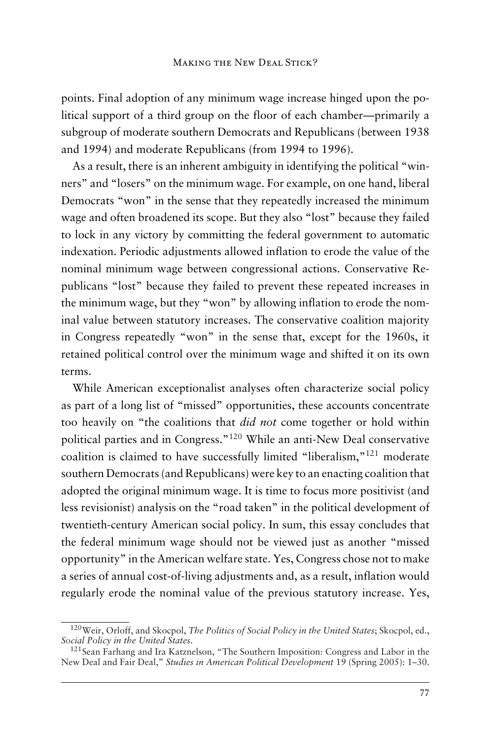points. Final adoption of any minimum wage increase hinged upon the political support of a third group on the floor of each chamber—primarily a subgroup of moderate southern Democrats and Republicans (between 1938 and 1994) and moderate Republicans (from 1994 to 1996).

As a result, there is an inherent ambiguity in identifying the political "winners" and "losers" on the minimum wage. For example, on one hand, liberal Democrats "won" in the sense that they repeatedly increased the minimum wage and often broadened its scope. But they also "lost" because they failed to lock in any victory by committing the federal government to automatic indexation. Periodic adjustments allowed inflation to erode the value of the nominal minimum wage between congressional actions. Conservative Republicans "lost" because they failed to prevent these repeated increases in the minimum wage, but they "won" by allowing inflation to erode the nominal value between statutory increases. The conservative coalition majority in Congress repeatedly "won" in the sense that, except for the 1960s, it retained political control over the minimum wage and shifted it on its own terms.

While American exceptionalist analyses often characterize social policy as part of a long list of "missed" opportunities, these accounts concentrate too heavily on "the coalitions that *did not* come together or hold within political parties and in Congress."[120] While an anti-New Deal conservative coalition is claimed to have successfully limited "liberalism,"[121] moderate southern Democrats (and Republicans) were key to an enacting coalition that adopted the original minimum wage. It is time to focus more positivist (and less revisionist) analysis on the "road taken" in the political development of twentieth-century American social policy. In sum, this essay concludes that the federal minimum wage should not be viewed just as another "missed opportunity" in the American welfare state. Yes, Congress chose not to make a series of annual cost-of-living adjustments and, as a result, inflation would regularly erode the nominal value of the previous statutory increase. Yes,

---

[120] Weir, Orloff, and Skocpol, *The Politics of Social Policy in the United States*; Skocpol, ed., *Social Policy in the United States*.

[121] Sean Farhang and Ira Katznelson, "The Southern Imposition: Congress and Labor in the New Deal and Fair Deal," *Studies in American Political Development* 19 (Spring 2005): 1–30.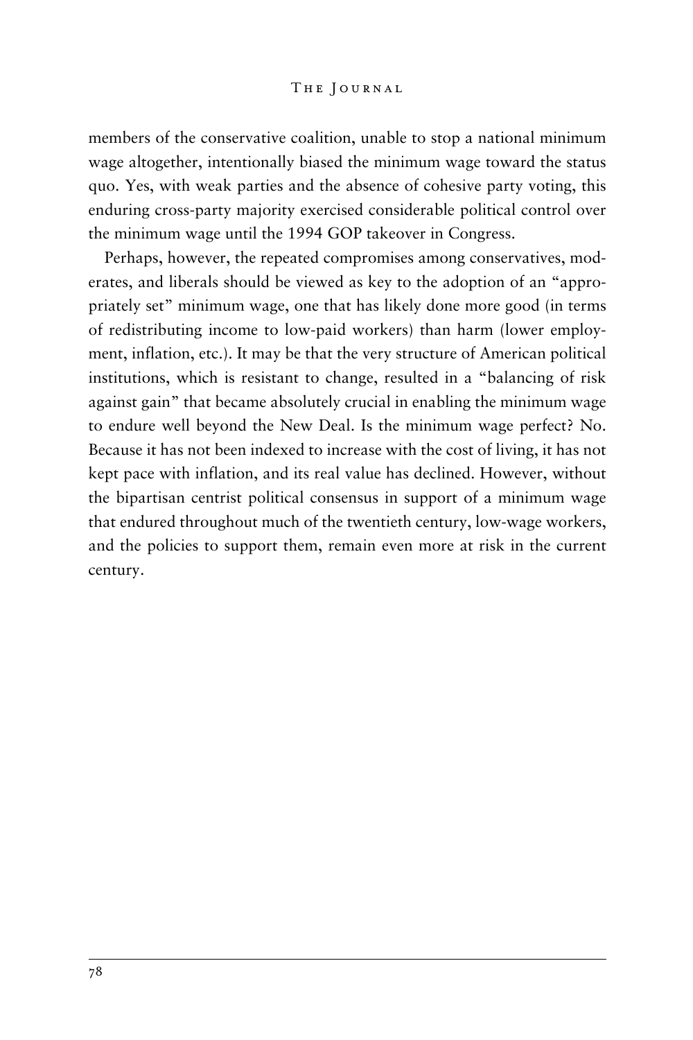members of the conservative coalition, unable to stop a national minimum wage altogether, intentionally biased the minimum wage toward the status quo. Yes, with weak parties and the absence of cohesive party voting, this enduring cross-party majority exercised considerable political control over the minimum wage until the 1994 GOP takeover in Congress.

Perhaps, however, the repeated compromises among conservatives, moderates, and liberals should be viewed as key to the adoption of an "appropriately set" minimum wage, one that has likely done more good (in terms of redistributing income to low-paid workers) than harm (lower employment, inflation, etc.). It may be that the very structure of American political institutions, which is resistant to change, resulted in a "balancing of risk against gain" that became absolutely crucial in enabling the minimum wage to endure well beyond the New Deal. Is the minimum wage perfect? No. Because it has not been indexed to increase with the cost of living, it has not kept pace with inflation, and its real value has declined. However, without the bipartisan centrist political consensus in support of a minimum wage that endured throughout much of the twentieth century, low-wage workers, and the policies to support them, remain even more at risk in the current century.